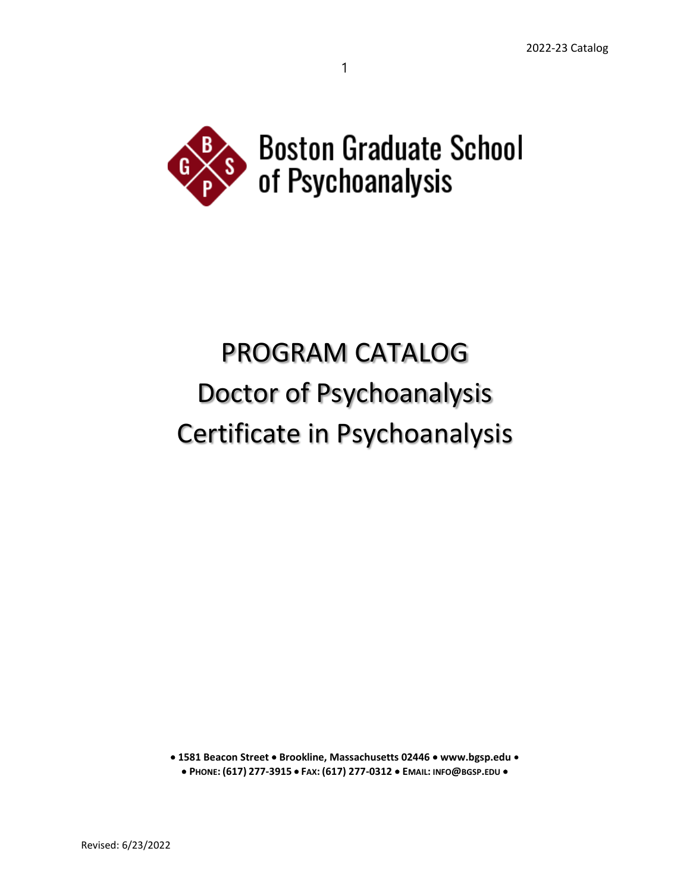# Boston Graduate School of Psychoanalysis

# PROGRAM CATALOG

## Doctor of Psychoanalysis

## Certificate in Psychoanalysis

**• 1581 Beacon Street • Brookline, Massachusetts 02446 • www.bgsp.edu •**
**• PHONE: (617) 277-3915 • FAX: (617) 277-0312 • EMAIL: INFO@BGSP.EDU •**

Revised: 6/23/2022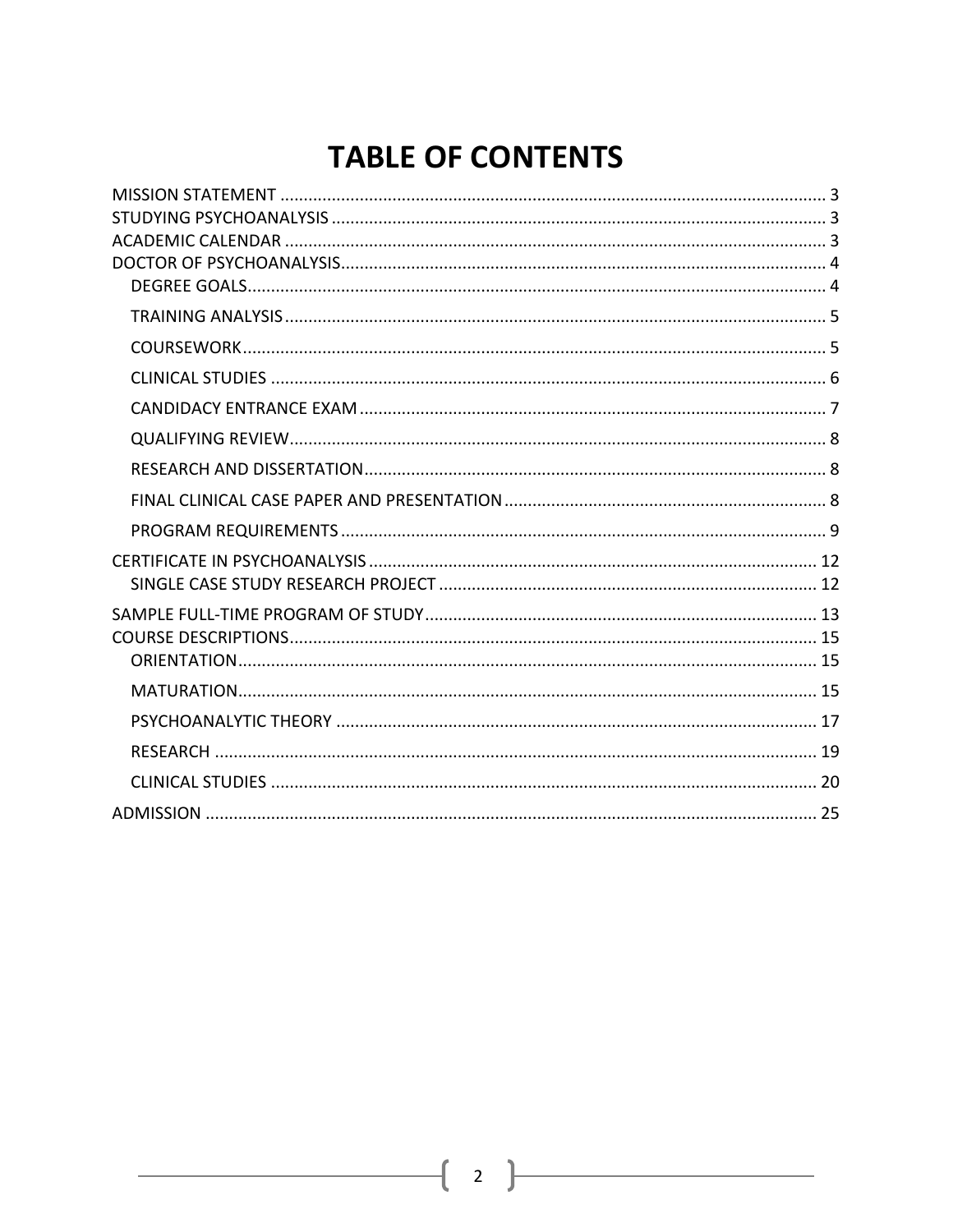# TABLE OF CONTENTS

- MISSION STATEMENT .......... 3
- STUDYING PSYCHOANALYSIS .......... 3
- ACADEMIC CALENDAR .......... 3
- DOCTOR OF PSYCHOANALYSIS .......... 4
  - DEGREE GOALS .......... 4
  - TRAINING ANALYSIS .......... 5
  - COURSEWORK .......... 5
  - CLINICAL STUDIES .......... 6
  - CANDIDACY ENTRANCE EXAM .......... 7
  - QUALIFYING REVIEW .......... 8
  - RESEARCH AND DISSERTATION .......... 8
  - FINAL CLINICAL CASE PAPER AND PRESENTATION .......... 8
  - PROGRAM REQUIREMENTS .......... 9
- CERTIFICATE IN PSYCHOANALYSIS .......... 12
  - SINGLE CASE STUDY RESEARCH PROJECT .......... 12
- SAMPLE FULL-TIME PROGRAM OF STUDY .......... 13
- COURSE DESCRIPTIONS .......... 15
  - ORIENTATION .......... 15
  - MATURATION .......... 15
  - PSYCHOANALYTIC THEORY .......... 17
  - RESEARCH .......... 19
  - CLINICAL STUDIES .......... 20
- ADMISSION .......... 25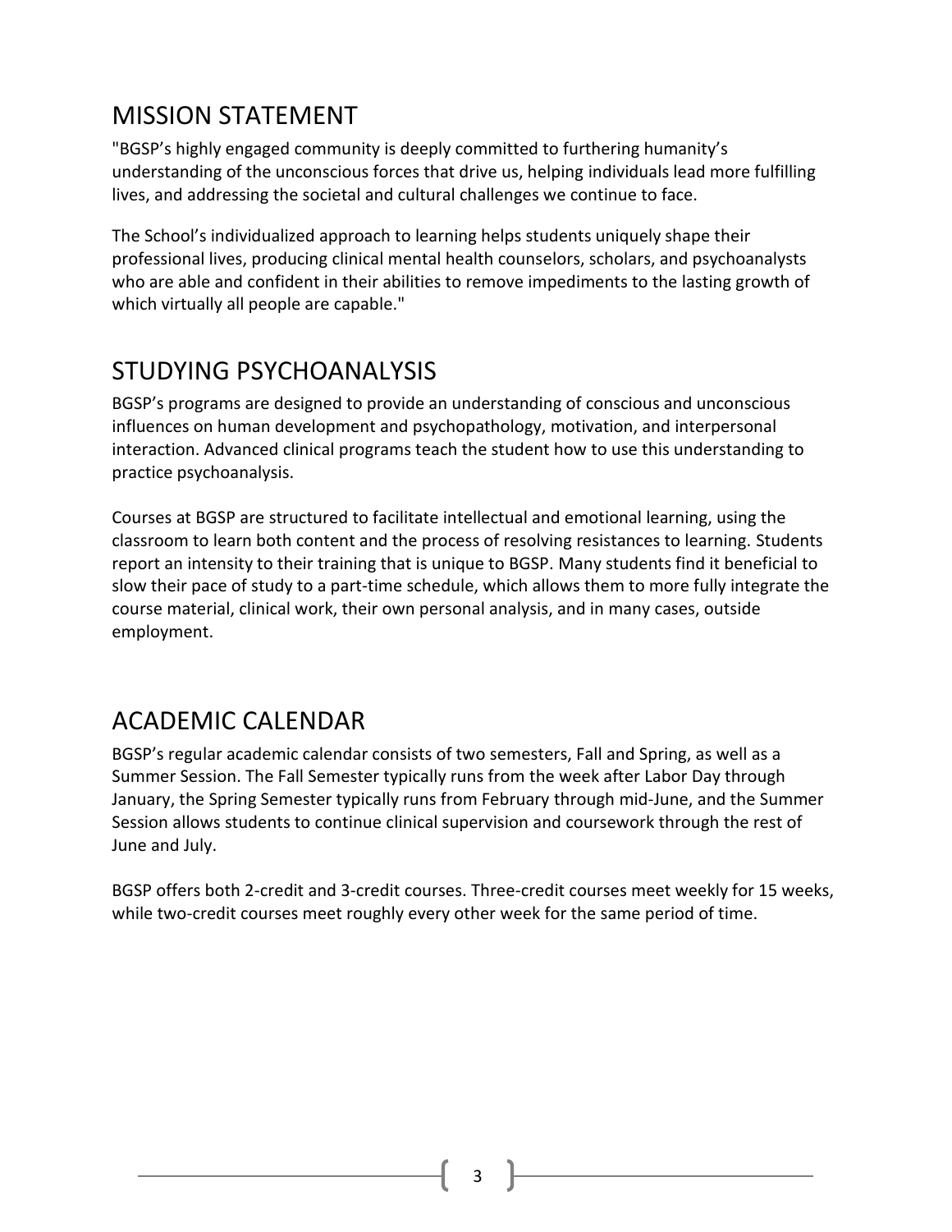## MISSION STATEMENT

"BGSP's highly engaged community is deeply committed to furthering humanity's understanding of the unconscious forces that drive us, helping individuals lead more fulfilling lives, and addressing the societal and cultural challenges we continue to face.

The School's individualized approach to learning helps students uniquely shape their professional lives, producing clinical mental health counselors, scholars, and psychoanalysts who are able and confident in their abilities to remove impediments to the lasting growth of which virtually all people are capable."

## STUDYING PSYCHOANALYSIS

BGSP's programs are designed to provide an understanding of conscious and unconscious influences on human development and psychopathology, motivation, and interpersonal interaction. Advanced clinical programs teach the student how to use this understanding to practice psychoanalysis.

Courses at BGSP are structured to facilitate intellectual and emotional learning, using the classroom to learn both content and the process of resolving resistances to learning. Students report an intensity to their training that is unique to BGSP. Many students find it beneficial to slow their pace of study to a part-time schedule, which allows them to more fully integrate the course material, clinical work, their own personal analysis, and in many cases, outside employment.

## ACADEMIC CALENDAR

BGSP's regular academic calendar consists of two semesters, Fall and Spring, as well as a Summer Session. The Fall Semester typically runs from the week after Labor Day through January, the Spring Semester typically runs from February through mid-June, and the Summer Session allows students to continue clinical supervision and coursework through the rest of June and July.

BGSP offers both 2-credit and 3-credit courses. Three-credit courses meet weekly for 15 weeks, while two-credit courses meet roughly every other week for the same period of time.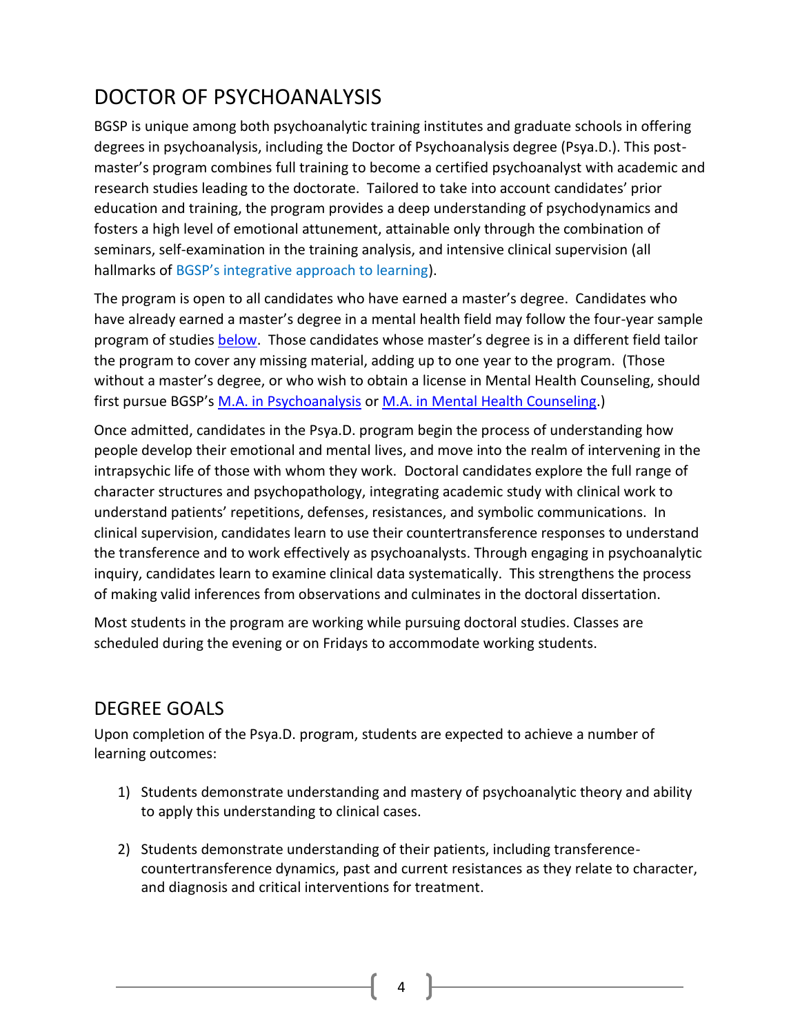# DOCTOR OF PSYCHOANALYSIS

BGSP is unique among both psychoanalytic training institutes and graduate schools in offering degrees in psychoanalysis, including the Doctor of Psychoanalysis degree (Psya.D.). This post-master's program combines full training to become a certified psychoanalyst with academic and research studies leading to the doctorate. Tailored to take into account candidates' prior education and training, the program provides a deep understanding of psychodynamics and fosters a high level of emotional attunement, attainable only through the combination of seminars, self-examination in the training analysis, and intensive clinical supervision (all hallmarks of BGSP's integrative approach to learning).

The program is open to all candidates who have earned a master's degree. Candidates who have already earned a master's degree in a mental health field may follow the four-year sample program of studies below. Those candidates whose master's degree is in a different field tailor the program to cover any missing material, adding up to one year to the program. (Those without a master's degree, or who wish to obtain a license in Mental Health Counseling, should first pursue BGSP's M.A. in Psychoanalysis or M.A. in Mental Health Counseling.)

Once admitted, candidates in the Psya.D. program begin the process of understanding how people develop their emotional and mental lives, and move into the realm of intervening in the intrapsychic life of those with whom they work. Doctoral candidates explore the full range of character structures and psychopathology, integrating academic study with clinical work to understand patients' repetitions, defenses, resistances, and symbolic communications. In clinical supervision, candidates learn to use their countertransference responses to understand the transference and to work effectively as psychoanalysts. Through engaging in psychoanalytic inquiry, candidates learn to examine clinical data systematically. This strengthens the process of making valid inferences from observations and culminates in the doctoral dissertation.

Most students in the program are working while pursuing doctoral studies. Classes are scheduled during the evening or on Fridays to accommodate working students.

## DEGREE GOALS

Upon completion of the Psya.D. program, students are expected to achieve a number of learning outcomes:

1) Students demonstrate understanding and mastery of psychoanalytic theory and ability to apply this understanding to clinical cases.

2) Students demonstrate understanding of their patients, including transference-countertransference dynamics, past and current resistances as they relate to character, and diagnosis and critical interventions for treatment.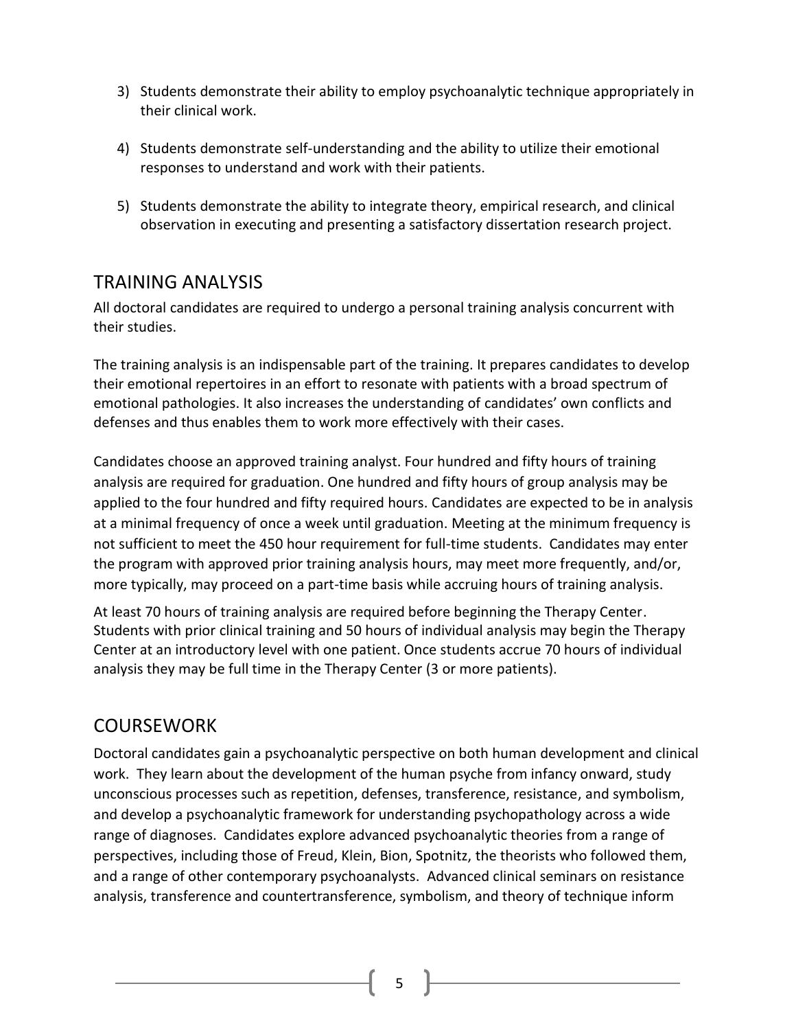3) Students demonstrate their ability to employ psychoanalytic technique appropriately in their clinical work.

4) Students demonstrate self-understanding and the ability to utilize their emotional responses to understand and work with their patients.

5) Students demonstrate the ability to integrate theory, empirical research, and clinical observation in executing and presenting a satisfactory dissertation research project.

## TRAINING ANALYSIS

All doctoral candidates are required to undergo a personal training analysis concurrent with their studies.

The training analysis is an indispensable part of the training. It prepares candidates to develop their emotional repertoires in an effort to resonate with patients with a broad spectrum of emotional pathologies. It also increases the understanding of candidates' own conflicts and defenses and thus enables them to work more effectively with their cases.

Candidates choose an approved training analyst. Four hundred and fifty hours of training analysis are required for graduation. One hundred and fifty hours of group analysis may be applied to the four hundred and fifty required hours. Candidates are expected to be in analysis at a minimal frequency of once a week until graduation. Meeting at the minimum frequency is not sufficient to meet the 450 hour requirement for full-time students. Candidates may enter the program with approved prior training analysis hours, may meet more frequently, and/or, more typically, may proceed on a part-time basis while accruing hours of training analysis.

At least 70 hours of training analysis are required before beginning the Therapy Center. Students with prior clinical training and 50 hours of individual analysis may begin the Therapy Center at an introductory level with one patient. Once students accrue 70 hours of individual analysis they may be full time in the Therapy Center (3 or more patients).

## COURSEWORK

Doctoral candidates gain a psychoanalytic perspective on both human development and clinical work. They learn about the development of the human psyche from infancy onward, study unconscious processes such as repetition, defenses, transference, resistance, and symbolism, and develop a psychoanalytic framework for understanding psychopathology across a wide range of diagnoses. Candidates explore advanced psychoanalytic theories from a range of perspectives, including those of Freud, Klein, Bion, Spotnitz, the theorists who followed them, and a range of other contemporary psychoanalysts. Advanced clinical seminars on resistance analysis, transference and countertransference, symbolism, and theory of technique inform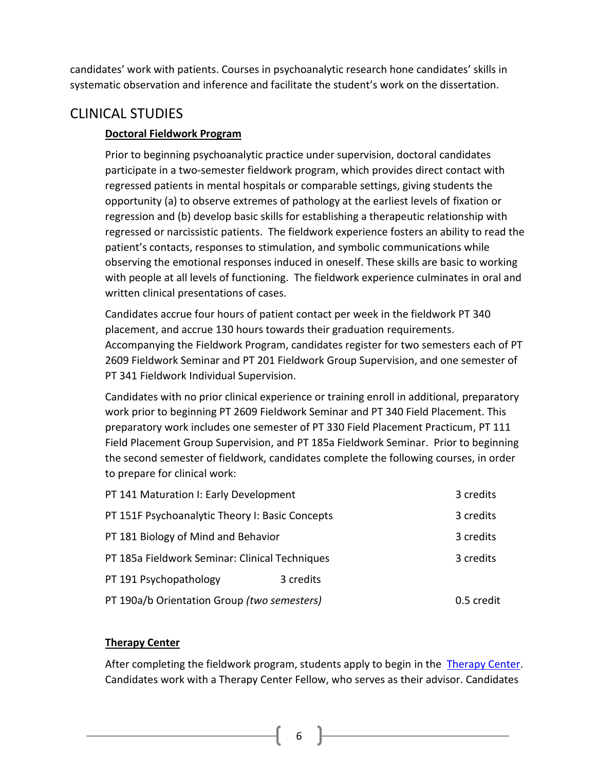candidates' work with patients. Courses in psychoanalytic research hone candidates' skills in systematic observation and inference and facilitate the student's work on the dissertation.

## CLINICAL STUDIES

### Doctoral Fieldwork Program

Prior to beginning psychoanalytic practice under supervision, doctoral candidates participate in a two-semester fieldwork program, which provides direct contact with regressed patients in mental hospitals or comparable settings, giving students the opportunity (a) to observe extremes of pathology at the earliest levels of fixation or regression and (b) develop basic skills for establishing a therapeutic relationship with regressed or narcissistic patients. The fieldwork experience fosters an ability to read the patient's contacts, responses to stimulation, and symbolic communications while observing the emotional responses induced in oneself. These skills are basic to working with people at all levels of functioning. The fieldwork experience culminates in oral and written clinical presentations of cases.

Candidates accrue four hours of patient contact per week in the fieldwork PT 340 placement, and accrue 130 hours towards their graduation requirements. Accompanying the Fieldwork Program, candidates register for two semesters each of PT 2609 Fieldwork Seminar and PT 201 Fieldwork Group Supervision, and one semester of PT 341 Fieldwork Individual Supervision.

Candidates with no prior clinical experience or training enroll in additional, preparatory work prior to beginning PT 2609 Fieldwork Seminar and PT 340 Field Placement. This preparatory work includes one semester of PT 330 Field Placement Practicum, PT 111 Field Placement Group Supervision, and PT 185a Fieldwork Seminar. Prior to beginning the second semester of fieldwork, candidates complete the following courses, in order to prepare for clinical work:

| Course | Credits |
|---|---|
| PT 141 Maturation I: Early Development | 3 credits |
| PT 151F Psychoanalytic Theory I: Basic Concepts | 3 credits |
| PT 181 Biology of Mind and Behavior | 3 credits |
| PT 185a Fieldwork Seminar: Clinical Techniques | 3 credits |
| PT 191 Psychopathology | 3 credits |
| PT 190a/b Orientation Group *(two semesters)* | 0.5 credit |

### Therapy Center

After completing the fieldwork program, students apply to begin in the Therapy Center. Candidates work with a Therapy Center Fellow, who serves as their advisor. Candidates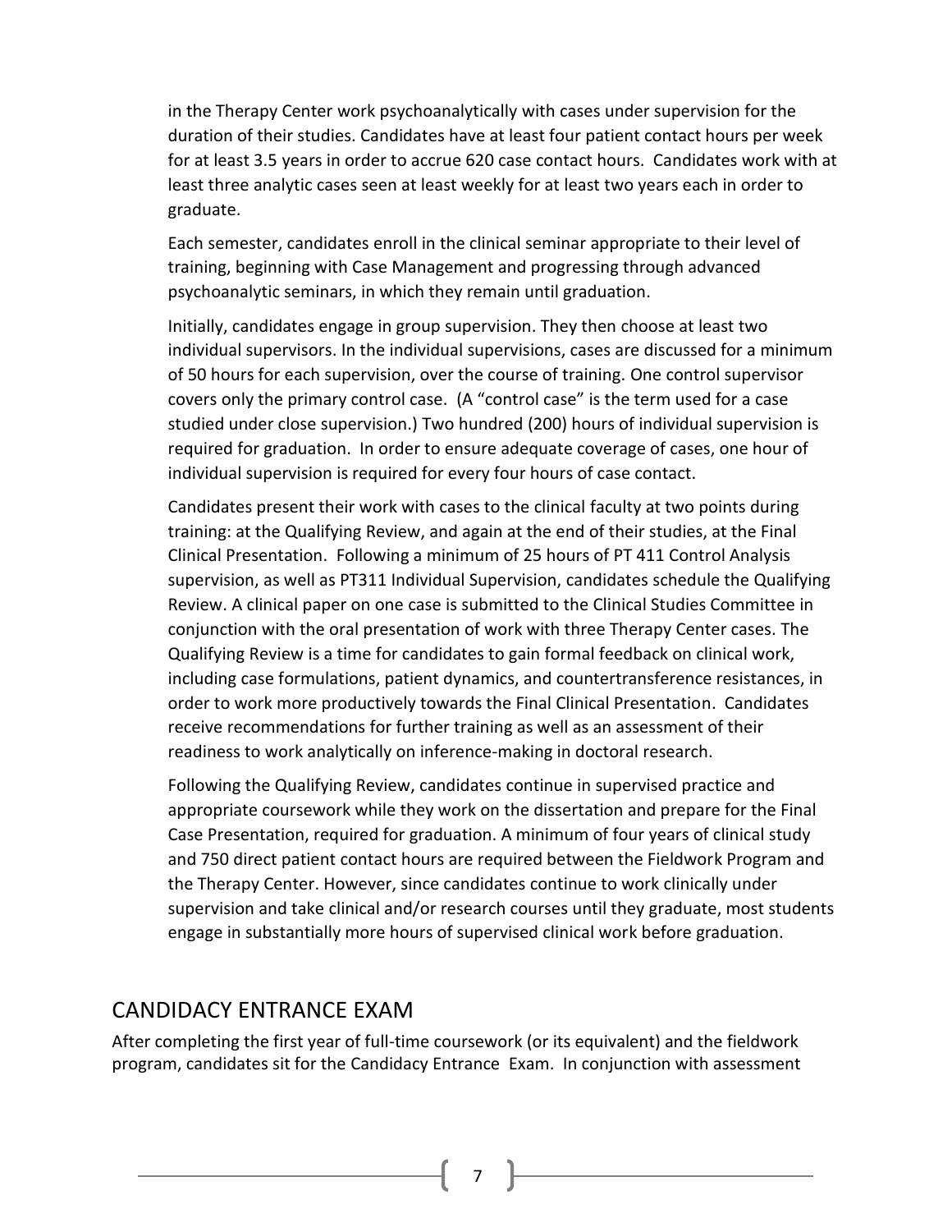in the Therapy Center work psychoanalytically with cases under supervision for the duration of their studies. Candidates have at least four patient contact hours per week for at least 3.5 years in order to accrue 620 case contact hours. Candidates work with at least three analytic cases seen at least weekly for at least two years each in order to graduate.

Each semester, candidates enroll in the clinical seminar appropriate to their level of training, beginning with Case Management and progressing through advanced psychoanalytic seminars, in which they remain until graduation.

Initially, candidates engage in group supervision. They then choose at least two individual supervisors. In the individual supervisions, cases are discussed for a minimum of 50 hours for each supervision, over the course of training. One control supervisor covers only the primary control case. (A "control case" is the term used for a case studied under close supervision.) Two hundred (200) hours of individual supervision is required for graduation. In order to ensure adequate coverage of cases, one hour of individual supervision is required for every four hours of case contact.

Candidates present their work with cases to the clinical faculty at two points during training: at the Qualifying Review, and again at the end of their studies, at the Final Clinical Presentation. Following a minimum of 25 hours of PT 411 Control Analysis supervision, as well as PT311 Individual Supervision, candidates schedule the Qualifying Review. A clinical paper on one case is submitted to the Clinical Studies Committee in conjunction with the oral presentation of work with three Therapy Center cases. The Qualifying Review is a time for candidates to gain formal feedback on clinical work, including case formulations, patient dynamics, and countertransference resistances, in order to work more productively towards the Final Clinical Presentation. Candidates receive recommendations for further training as well as an assessment of their readiness to work analytically on inference-making in doctoral research.

Following the Qualifying Review, candidates continue in supervised practice and appropriate coursework while they work on the dissertation and prepare for the Final Case Presentation, required for graduation. A minimum of four years of clinical study and 750 direct patient contact hours are required between the Fieldwork Program and the Therapy Center. However, since candidates continue to work clinically under supervision and take clinical and/or research courses until they graduate, most students engage in substantially more hours of supervised clinical work before graduation.

## CANDIDACY ENTRANCE EXAM

After completing the first year of full-time coursework (or its equivalent) and the fieldwork program, candidates sit for the Candidacy Entrance Exam. In conjunction with assessment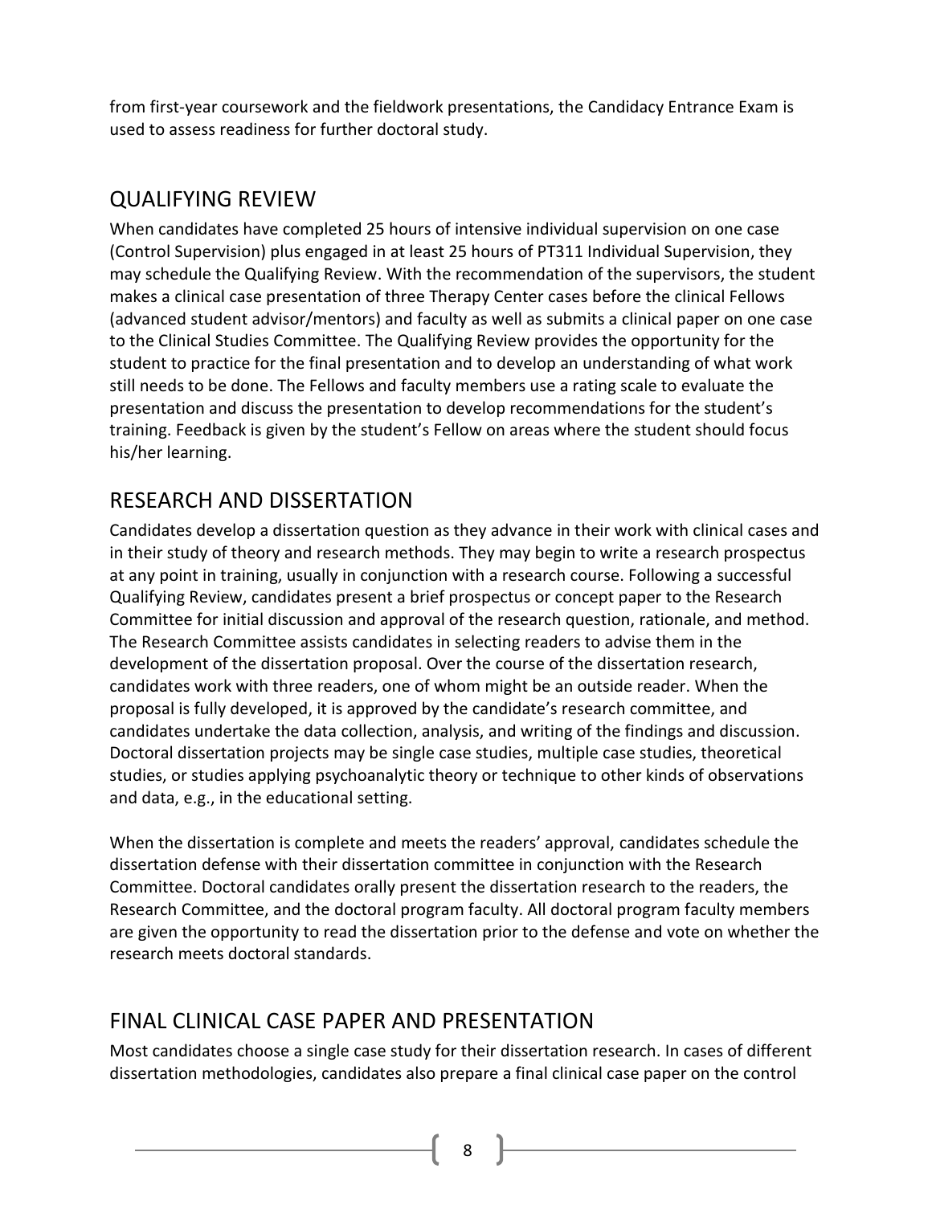from first-year coursework and the fieldwork presentations, the Candidacy Entrance Exam is used to assess readiness for further doctoral study.

## QUALIFYING REVIEW

When candidates have completed 25 hours of intensive individual supervision on one case (Control Supervision) plus engaged in at least 25 hours of PT311 Individual Supervision, they may schedule the Qualifying Review. With the recommendation of the supervisors, the student makes a clinical case presentation of three Therapy Center cases before the clinical Fellows (advanced student advisor/mentors) and faculty as well as submits a clinical paper on one case to the Clinical Studies Committee. The Qualifying Review provides the opportunity for the student to practice for the final presentation and to develop an understanding of what work still needs to be done. The Fellows and faculty members use a rating scale to evaluate the presentation and discuss the presentation to develop recommendations for the student's training. Feedback is given by the student's Fellow on areas where the student should focus his/her learning.

## RESEARCH AND DISSERTATION

Candidates develop a dissertation question as they advance in their work with clinical cases and in their study of theory and research methods. They may begin to write a research prospectus at any point in training, usually in conjunction with a research course. Following a successful Qualifying Review, candidates present a brief prospectus or concept paper to the Research Committee for initial discussion and approval of the research question, rationale, and method. The Research Committee assists candidates in selecting readers to advise them in the development of the dissertation proposal. Over the course of the dissertation research, candidates work with three readers, one of whom might be an outside reader. When the proposal is fully developed, it is approved by the candidate's research committee, and candidates undertake the data collection, analysis, and writing of the findings and discussion. Doctoral dissertation projects may be single case studies, multiple case studies, theoretical studies, or studies applying psychoanalytic theory or technique to other kinds of observations and data, e.g., in the educational setting.

When the dissertation is complete and meets the readers' approval, candidates schedule the dissertation defense with their dissertation committee in conjunction with the Research Committee. Doctoral candidates orally present the dissertation research to the readers, the Research Committee, and the doctoral program faculty. All doctoral program faculty members are given the opportunity to read the dissertation prior to the defense and vote on whether the research meets doctoral standards.

## FINAL CLINICAL CASE PAPER AND PRESENTATION

Most candidates choose a single case study for their dissertation research. In cases of different dissertation methodologies, candidates also prepare a final clinical case paper on the control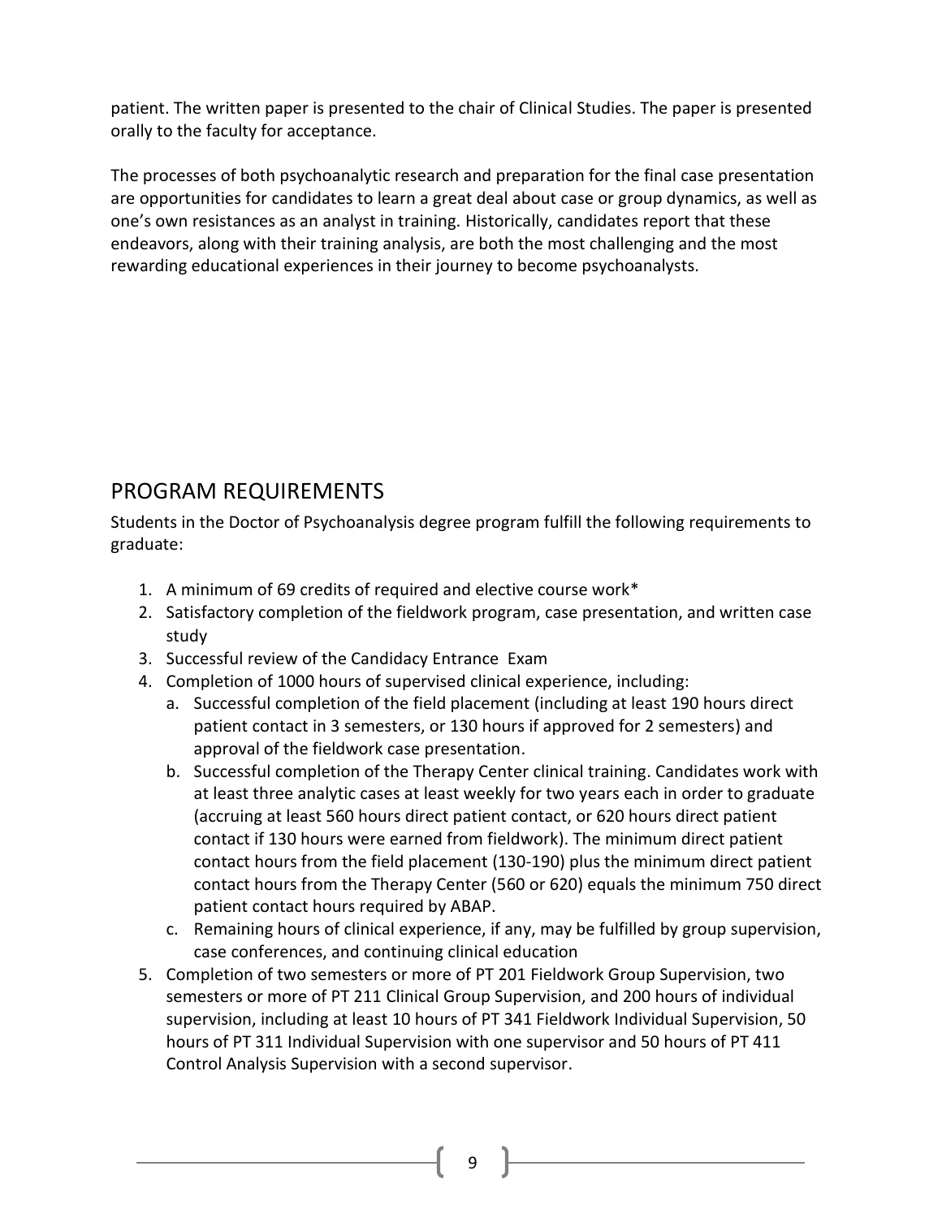patient. The written paper is presented to the chair of Clinical Studies. The paper is presented orally to the faculty for acceptance.

The processes of both psychoanalytic research and preparation for the final case presentation are opportunities for candidates to learn a great deal about case or group dynamics, as well as one's own resistances as an analyst in training. Historically, candidates report that these endeavors, along with their training analysis, are both the most challenging and the most rewarding educational experiences in their journey to become psychoanalysts.

## PROGRAM REQUIREMENTS

Students in the Doctor of Psychoanalysis degree program fulfill the following requirements to graduate:

1. A minimum of 69 credits of required and elective course work*
2. Satisfactory completion of the fieldwork program, case presentation, and written case study
3. Successful review of the Candidacy Entrance Exam
4. Completion of 1000 hours of supervised clinical experience, including:
   a. Successful completion of the field placement (including at least 190 hours direct patient contact in 3 semesters, or 130 hours if approved for 2 semesters) and approval of the fieldwork case presentation.
   b. Successful completion of the Therapy Center clinical training. Candidates work with at least three analytic cases at least weekly for two years each in order to graduate (accruing at least 560 hours direct patient contact, or 620 hours direct patient contact if 130 hours were earned from fieldwork). The minimum direct patient contact hours from the field placement (130-190) plus the minimum direct patient contact hours from the Therapy Center (560 or 620) equals the minimum 750 direct patient contact hours required by ABAP.
   c. Remaining hours of clinical experience, if any, may be fulfilled by group supervision, case conferences, and continuing clinical education
5. Completion of two semesters or more of PT 201 Fieldwork Group Supervision, two semesters or more of PT 211 Clinical Group Supervision, and 200 hours of individual supervision, including at least 10 hours of PT 341 Fieldwork Individual Supervision, 50 hours of PT 311 Individual Supervision with one supervisor and 50 hours of PT 411 Control Analysis Supervision with a second supervisor.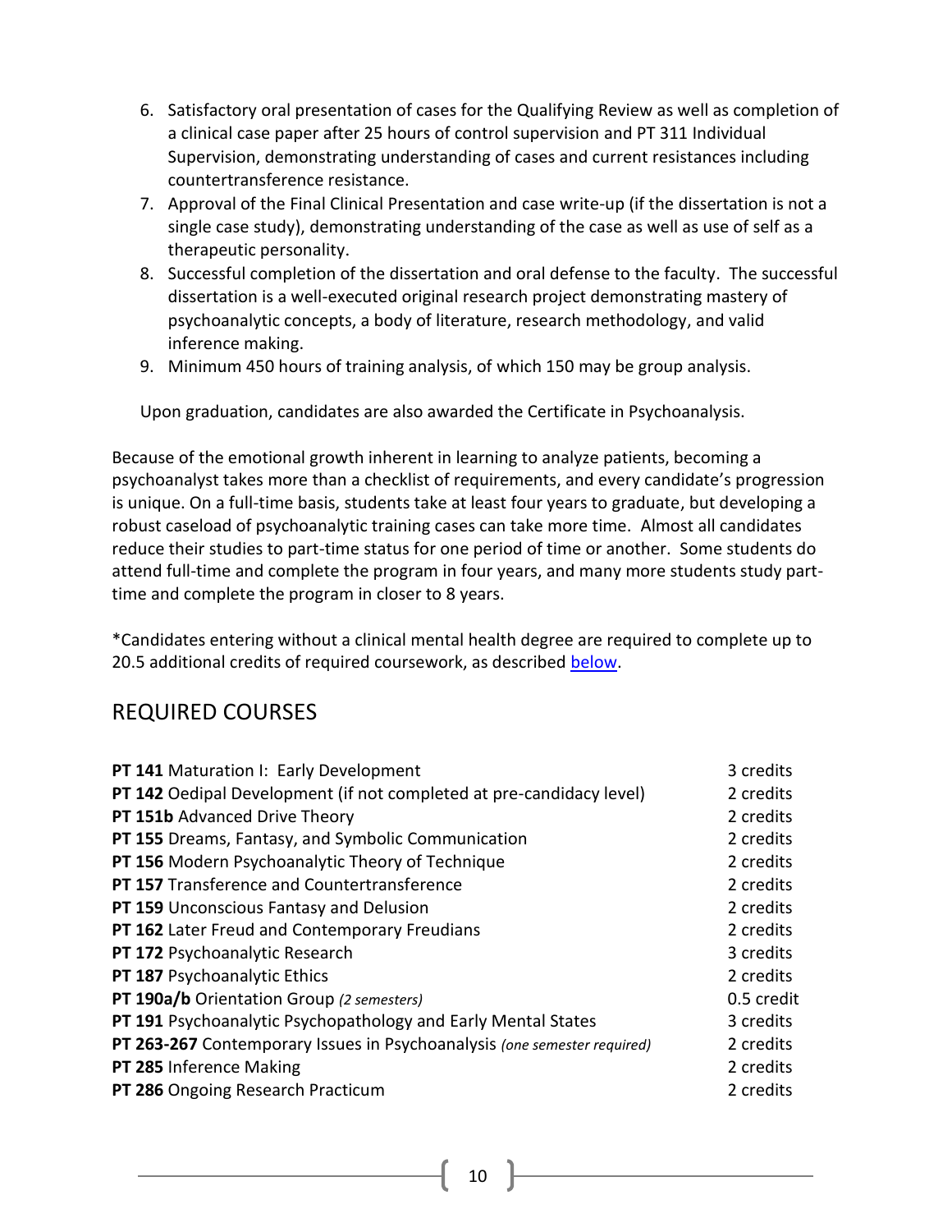6. Satisfactory oral presentation of cases for the Qualifying Review as well as completion of a clinical case paper after 25 hours of control supervision and PT 311 Individual Supervision, demonstrating understanding of cases and current resistances including countertransference resistance.
7. Approval of the Final Clinical Presentation and case write-up (if the dissertation is not a single case study), demonstrating understanding of the case as well as use of self as a therapeutic personality.
8. Successful completion of the dissertation and oral defense to the faculty. The successful dissertation is a well-executed original research project demonstrating mastery of psychoanalytic concepts, a body of literature, research methodology, and valid inference making.
9. Minimum 450 hours of training analysis, of which 150 may be group analysis.

Upon graduation, candidates are also awarded the Certificate in Psychoanalysis.

Because of the emotional growth inherent in learning to analyze patients, becoming a psychoanalyst takes more than a checklist of requirements, and every candidate's progression is unique. On a full-time basis, students take at least four years to graduate, but developing a robust caseload of psychoanalytic training cases can take more time. Almost all candidates reduce their studies to part-time status for one period of time or another. Some students do attend full-time and complete the program in four years, and many more students study part-time and complete the program in closer to 8 years.

*Candidates entering without a clinical mental health degree are required to complete up to 20.5 additional credits of required coursework, as described below.

## REQUIRED COURSES

| Course | Credits |
|---|---|
| **PT 141** Maturation I: Early Development | 3 credits |
| **PT 142** Oedipal Development (if not completed at pre-candidacy level) | 2 credits |
| **PT 151b** Advanced Drive Theory | 2 credits |
| **PT 155** Dreams, Fantasy, and Symbolic Communication | 2 credits |
| **PT 156** Modern Psychoanalytic Theory of Technique | 2 credits |
| **PT 157** Transference and Countertransference | 2 credits |
| **PT 159** Unconscious Fantasy and Delusion | 2 credits |
| **PT 162** Later Freud and Contemporary Freudians | 2 credits |
| **PT 172** Psychoanalytic Research | 3 credits |
| **PT 187** Psychoanalytic Ethics | 2 credits |
| **PT 190a/b** Orientation Group *(2 semesters)* | 0.5 credit |
| **PT 191** Psychoanalytic Psychopathology and Early Mental States | 3 credits |
| **PT 263-267** Contemporary Issues in Psychoanalysis *(one semester required)* | 2 credits |
| **PT 285** Inference Making | 2 credits |
| **PT 286** Ongoing Research Practicum | 2 credits |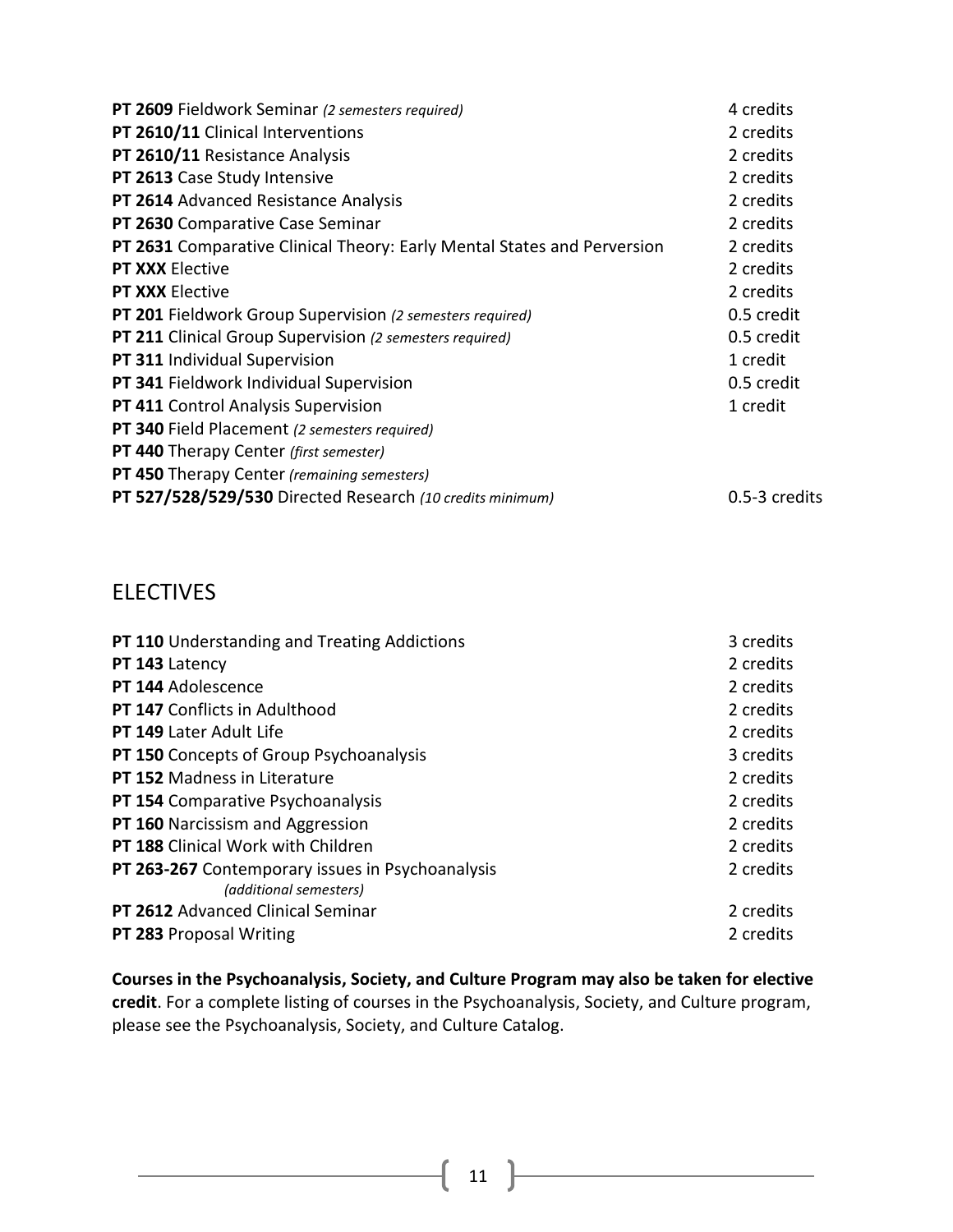| | |
|---|---|
| **PT 2609** Fieldwork Seminar *(2 semesters required)* | 4 credits |
| **PT 2610/11** Clinical Interventions | 2 credits |
| **PT 2610/11** Resistance Analysis | 2 credits |
| **PT 2613** Case Study Intensive | 2 credits |
| **PT 2614** Advanced Resistance Analysis | 2 credits |
| **PT 2630** Comparative Case Seminar | 2 credits |
| **PT 2631** Comparative Clinical Theory: Early Mental States and Perversion | 2 credits |
| **PT XXX** Elective | 2 credits |
| **PT XXX** Elective | 2 credits |
| **PT 201** Fieldwork Group Supervision *(2 semesters required)* | 0.5 credit |
| **PT 211** Clinical Group Supervision *(2 semesters required)* | 0.5 credit |
| **PT 311** Individual Supervision | 1 credit |
| **PT 341** Fieldwork Individual Supervision | 0.5 credit |
| **PT 411** Control Analysis Supervision | 1 credit |
| **PT 340** Field Placement *(2 semesters required)* | |
| **PT 440** Therapy Center *(first semester)* | |
| **PT 450** Therapy Center *(remaining semesters)* | |
| **PT 527/528/529/530** Directed Research *(10 credits minimum)* | 0.5-3 credits |

## ELECTIVES

| | |
|---|---|
| **PT 110** Understanding and Treating Addictions | 3 credits |
| **PT 143** Latency | 2 credits |
| **PT 144** Adolescence | 2 credits |
| **PT 147** Conflicts in Adulthood | 2 credits |
| **PT 149** Later Adult Life | 2 credits |
| **PT 150** Concepts of Group Psychoanalysis | 3 credits |
| **PT 152** Madness in Literature | 2 credits |
| **PT 154** Comparative Psychoanalysis | 2 credits |
| **PT 160** Narcissism and Aggression | 2 credits |
| **PT 188** Clinical Work with Children | 2 credits |
| **PT 263-267** Contemporary issues in Psychoanalysis *(additional semesters)* | 2 credits |
| **PT 2612** Advanced Clinical Seminar | 2 credits |
| **PT 283** Proposal Writing | 2 credits |

**Courses in the Psychoanalysis, Society, and Culture Program may also be taken for elective credit**. For a complete listing of courses in the Psychoanalysis, Society, and Culture program, please see the Psychoanalysis, Society, and Culture Catalog.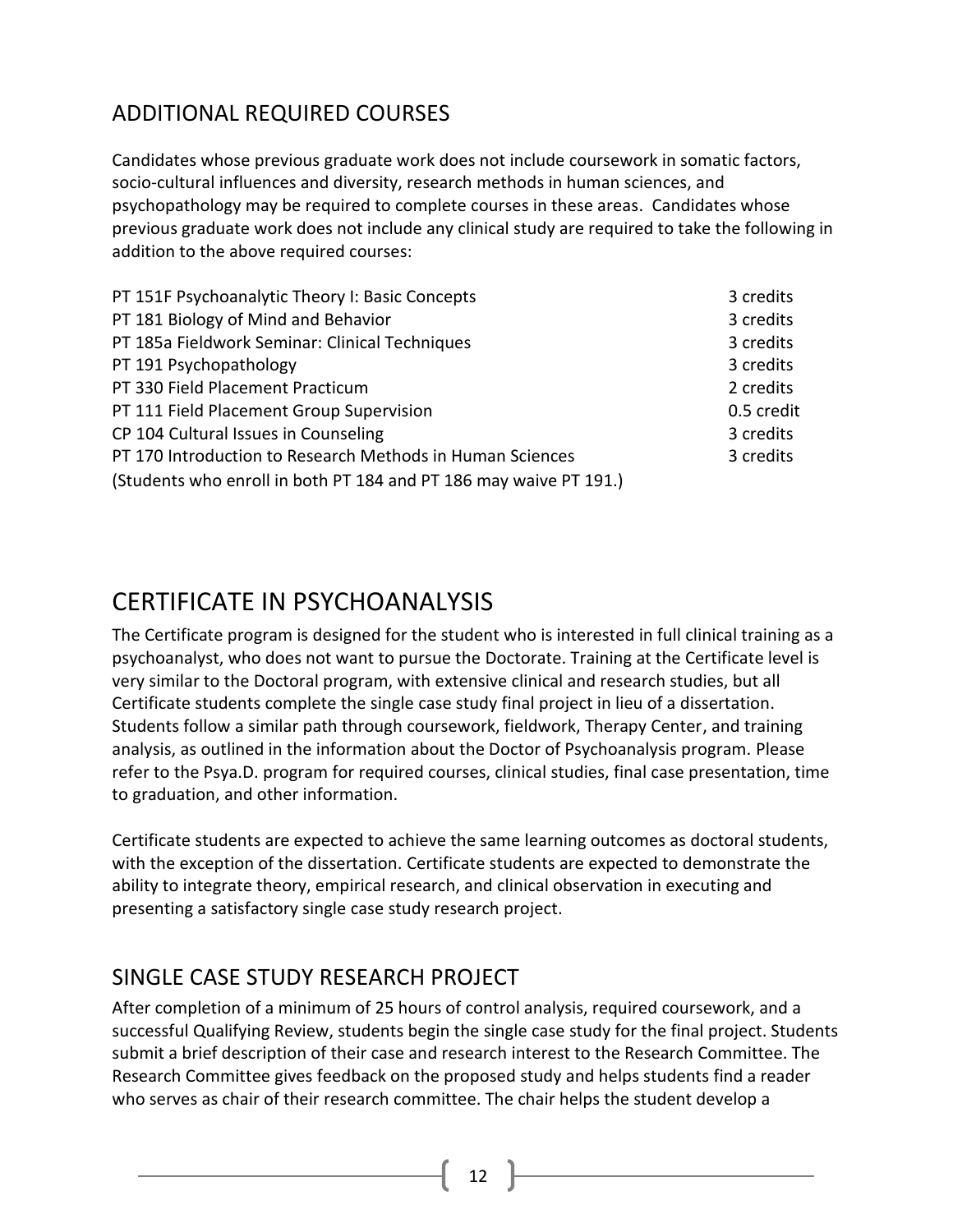## ADDITIONAL REQUIRED COURSES

Candidates whose previous graduate work does not include coursework in somatic factors, socio-cultural influences and diversity, research methods in human sciences, and psychopathology may be required to complete courses in these areas. Candidates whose previous graduate work does not include any clinical study are required to take the following in addition to the above required courses:

| Course | Credits |
|---|---|
| PT 151F Psychoanalytic Theory I: Basic Concepts | 3 credits |
| PT 181 Biology of Mind and Behavior | 3 credits |
| PT 185a Fieldwork Seminar: Clinical Techniques | 3 credits |
| PT 191 Psychopathology | 3 credits |
| PT 330 Field Placement Practicum | 2 credits |
| PT 111 Field Placement Group Supervision | 0.5 credit |
| CP 104 Cultural Issues in Counseling | 3 credits |
| PT 170 Introduction to Research Methods in Human Sciences | 3 credits |

(Students who enroll in both PT 184 and PT 186 may waive PT 191.)

# CERTIFICATE IN PSYCHOANALYSIS

The Certificate program is designed for the student who is interested in full clinical training as a psychoanalyst, who does not want to pursue the Doctorate. Training at the Certificate level is very similar to the Doctoral program, with extensive clinical and research studies, but all Certificate students complete the single case study final project in lieu of a dissertation. Students follow a similar path through coursework, fieldwork, Therapy Center, and training analysis, as outlined in the information about the Doctor of Psychoanalysis program. Please refer to the Psya.D. program for required courses, clinical studies, final case presentation, time to graduation, and other information.

Certificate students are expected to achieve the same learning outcomes as doctoral students, with the exception of the dissertation. Certificate students are expected to demonstrate the ability to integrate theory, empirical research, and clinical observation in executing and presenting a satisfactory single case study research project.

## SINGLE CASE STUDY RESEARCH PROJECT

After completion of a minimum of 25 hours of control analysis, required coursework, and a successful Qualifying Review, students begin the single case study for the final project. Students submit a brief description of their case and research interest to the Research Committee. The Research Committee gives feedback on the proposed study and helps students find a reader who serves as chair of their research committee. The chair helps the student develop a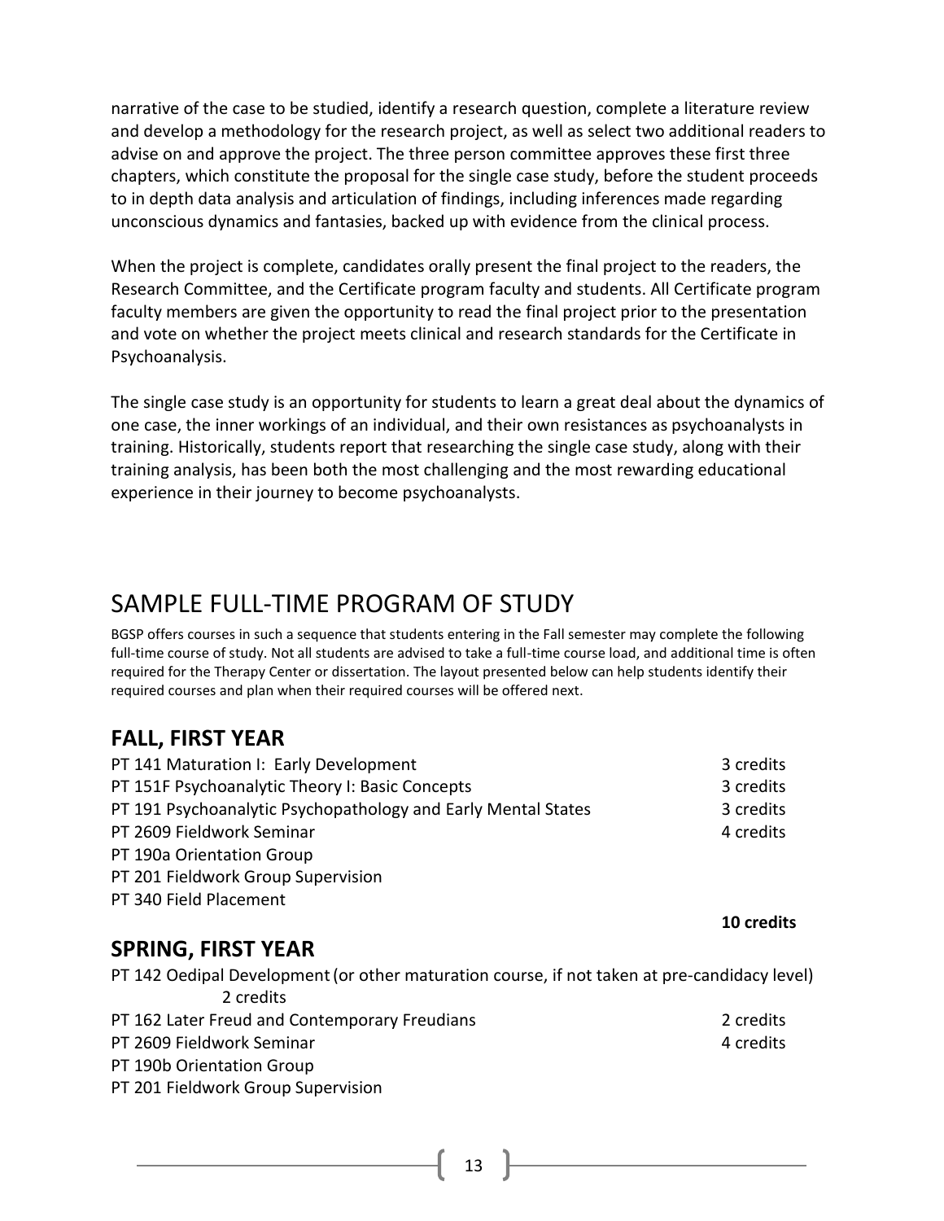narrative of the case to be studied, identify a research question, complete a literature review and develop a methodology for the research project, as well as select two additional readers to advise on and approve the project. The three person committee approves these first three chapters, which constitute the proposal for the single case study, before the student proceeds to in depth data analysis and articulation of findings, including inferences made regarding unconscious dynamics and fantasies, backed up with evidence from the clinical process.

When the project is complete, candidates orally present the final project to the readers, the Research Committee, and the Certificate program faculty and students. All Certificate program faculty members are given the opportunity to read the final project prior to the presentation and vote on whether the project meets clinical and research standards for the Certificate in Psychoanalysis.

The single case study is an opportunity for students to learn a great deal about the dynamics of one case, the inner workings of an individual, and their own resistances as psychoanalysts in training. Historically, students report that researching the single case study, along with their training analysis, has been both the most challenging and the most rewarding educational experience in their journey to become psychoanalysts.

# SAMPLE FULL-TIME PROGRAM OF STUDY

BGSP offers courses in such a sequence that students entering in the Fall semester may complete the following full-time course of study. Not all students are advised to take a full-time course load, and additional time is often required for the Therapy Center or dissertation. The layout presented below can help students identify their required courses and plan when their required courses will be offered next.

## FALL, FIRST YEAR

| | |
|---|---|
| PT 141 Maturation I: Early Development | 3 credits |
| PT 151F Psychoanalytic Theory I: Basic Concepts | 3 credits |
| PT 191 Psychoanalytic Psychopathology and Early Mental States | 3 credits |
| PT 2609 Fieldwork Seminar | 4 credits |
| PT 190a Orientation Group | |
| PT 201 Fieldwork Group Supervision | |
| PT 340 Field Placement | |
| | **10 credits** |

## SPRING, FIRST YEAR

PT 142 Oedipal Development (or other maturation course, if not taken at pre-candidacy level) 2 credits

| | |
|---|---|
| PT 162 Later Freud and Contemporary Freudians | 2 credits |
| PT 2609 Fieldwork Seminar | 4 credits |
| PT 190b Orientation Group | |
| PT 201 Fieldwork Group Supervision | |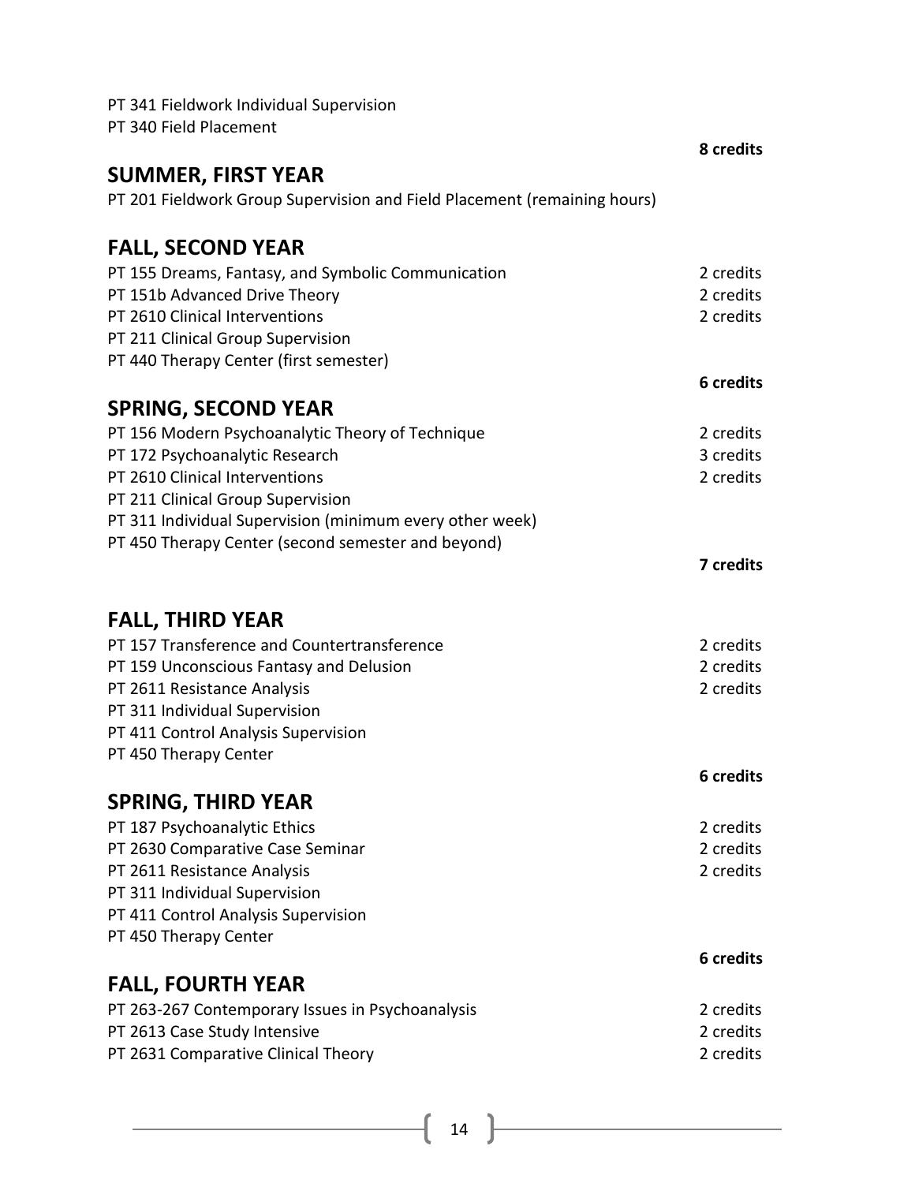PT 341 Fieldwork Individual Supervision
PT 340 Field Placement

**8 credits**

## SUMMER, FIRST YEAR

PT 201 Fieldwork Group Supervision and Field Placement (remaining hours)

## FALL, SECOND YEAR

| | |
|---|---|
| PT 155 Dreams, Fantasy, and Symbolic Communication | 2 credits |
| PT 151b Advanced Drive Theory | 2 credits |
| PT 2610 Clinical Interventions | 2 credits |
| PT 211 Clinical Group Supervision | |
| PT 440 Therapy Center (first semester) | |
| | **6 credits** |

## SPRING, SECOND YEAR

| | |
|---|---|
| PT 156 Modern Psychoanalytic Theory of Technique | 2 credits |
| PT 172 Psychoanalytic Research | 3 credits |
| PT 2610 Clinical Interventions | 2 credits |
| PT 211 Clinical Group Supervision | |
| PT 311 Individual Supervision (minimum every other week) | |
| PT 450 Therapy Center (second semester and beyond) | |
| | **7 credits** |

## FALL, THIRD YEAR

| | |
|---|---|
| PT 157 Transference and Countertransference | 2 credits |
| PT 159 Unconscious Fantasy and Delusion | 2 credits |
| PT 2611 Resistance Analysis | 2 credits |
| PT 311 Individual Supervision | |
| PT 411 Control Analysis Supervision | |
| PT 450 Therapy Center | |
| | **6 credits** |

## SPRING, THIRD YEAR

| | |
|---|---|
| PT 187 Psychoanalytic Ethics | 2 credits |
| PT 2630 Comparative Case Seminar | 2 credits |
| PT 2611 Resistance Analysis | 2 credits |
| PT 311 Individual Supervision | |
| PT 411 Control Analysis Supervision | |
| PT 450 Therapy Center | |
| | **6 credits** |

## FALL, FOURTH YEAR

| | |
|---|---|
| PT 263-267 Contemporary Issues in Psychoanalysis | 2 credits |
| PT 2613 Case Study Intensive | 2 credits |
| PT 2631 Comparative Clinical Theory | 2 credits |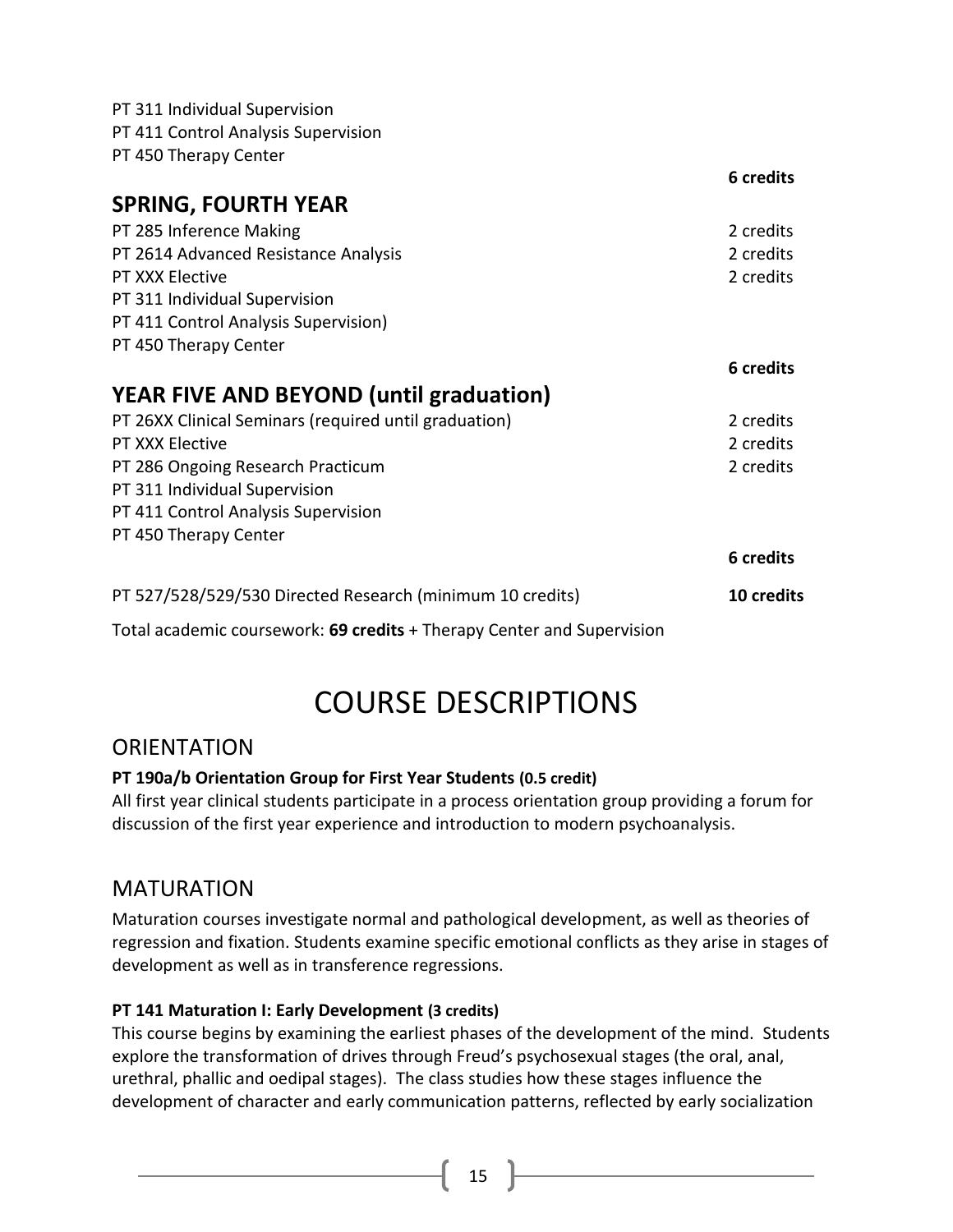| | |
|---|---|
| PT 311 Individual Supervision | |
| PT 411 Control Analysis Supervision | |
| PT 450 Therapy Center | |
| | **6 credits** |

## SPRING, FOURTH YEAR

| | |
|---|---|
| PT 285 Inference Making | 2 credits |
| PT 2614 Advanced Resistance Analysis | 2 credits |
| PT XXX Elective | 2 credits |
| PT 311 Individual Supervision | |
| PT 411 Control Analysis Supervision) | |
| PT 450 Therapy Center | |
| | **6 credits** |

## YEAR FIVE AND BEYOND (until graduation)

| | |
|---|---|
| PT 26XX Clinical Seminars (required until graduation) | 2 credits |
| PT XXX Elective | 2 credits |
| PT 286 Ongoing Research Practicum | 2 credits |
| PT 311 Individual Supervision | |
| PT 411 Control Analysis Supervision | |
| PT 450 Therapy Center | |
| | **6 credits** |
| PT 527/528/529/530 Directed Research (minimum 10 credits) | **10 credits** |

Total academic coursework: **69 credits** + Therapy Center and Supervision

# COURSE DESCRIPTIONS

## ORIENTATION

**PT 190a/b Orientation Group for First Year Students (0.5 credit)**
All first year clinical students participate in a process orientation group providing a forum for discussion of the first year experience and introduction to modern psychoanalysis.

## MATURATION

Maturation courses investigate normal and pathological development, as well as theories of regression and fixation. Students examine specific emotional conflicts as they arise in stages of development as well as in transference regressions.

**PT 141 Maturation I: Early Development (3 credits)**
This course begins by examining the earliest phases of the development of the mind. Students explore the transformation of drives through Freud's psychosexual stages (the oral, anal, urethral, phallic and oedipal stages). The class studies how these stages influence the development of character and early communication patterns, reflected by early socialization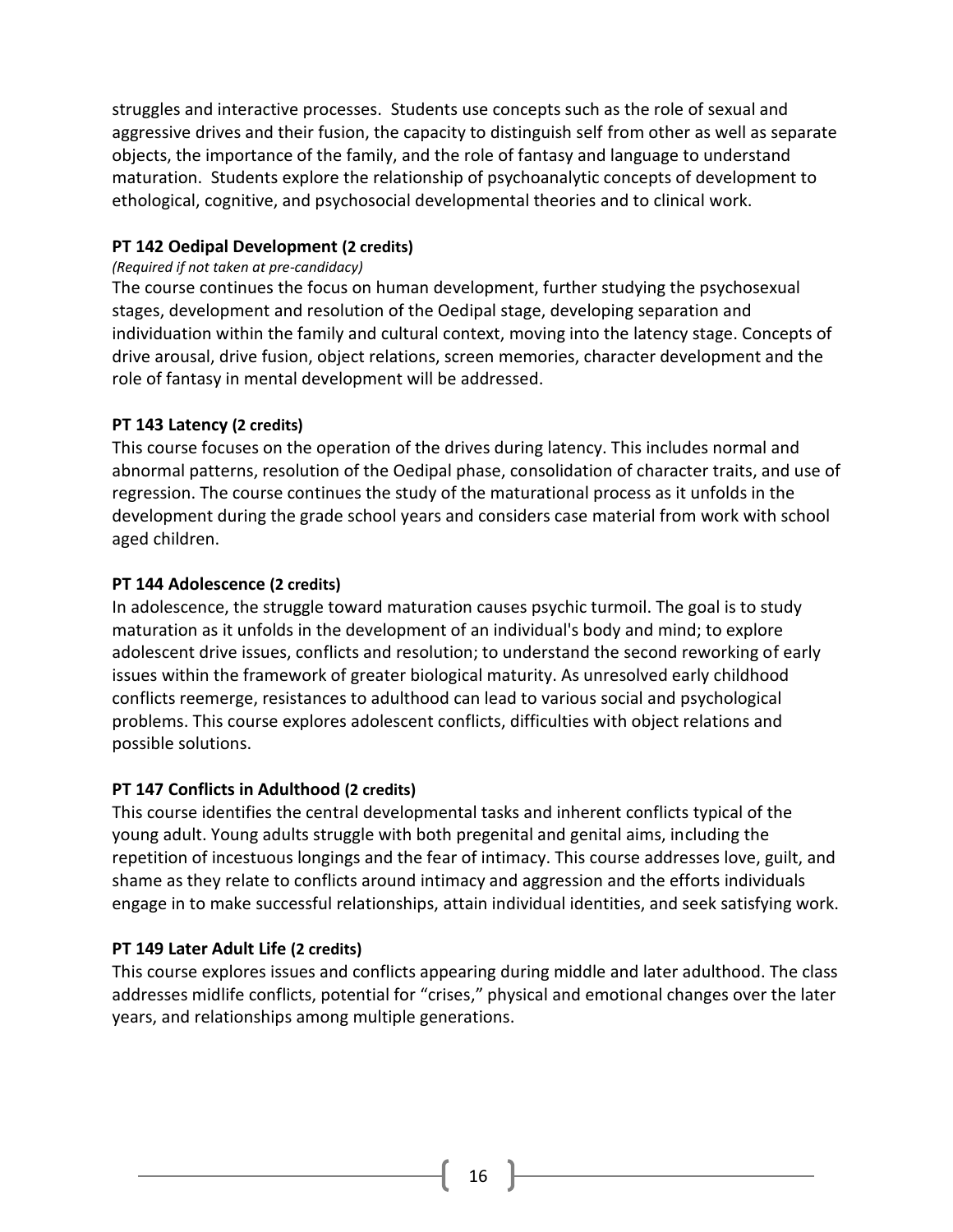struggles and interactive processes. Students use concepts such as the role of sexual and aggressive drives and their fusion, the capacity to distinguish self from other as well as separate objects, the importance of the family, and the role of fantasy and language to understand maturation. Students explore the relationship of psychoanalytic concepts of development to ethological, cognitive, and psychosocial developmental theories and to clinical work.

**PT 142 Oedipal Development (2 credits)**

*(Required if not taken at pre-candidacy)*

The course continues the focus on human development, further studying the psychosexual stages, development and resolution of the Oedipal stage, developing separation and individuation within the family and cultural context, moving into the latency stage. Concepts of drive arousal, drive fusion, object relations, screen memories, character development and the role of fantasy in mental development will be addressed.

**PT 143 Latency (2 credits)**

This course focuses on the operation of the drives during latency. This includes normal and abnormal patterns, resolution of the Oedipal phase, consolidation of character traits, and use of regression. The course continues the study of the maturational process as it unfolds in the development during the grade school years and considers case material from work with school aged children.

**PT 144 Adolescence (2 credits)**

In adolescence, the struggle toward maturation causes psychic turmoil. The goal is to study maturation as it unfolds in the development of an individual's body and mind; to explore adolescent drive issues, conflicts and resolution; to understand the second reworking of early issues within the framework of greater biological maturity. As unresolved early childhood conflicts reemerge, resistances to adulthood can lead to various social and psychological problems. This course explores adolescent conflicts, difficulties with object relations and possible solutions.

**PT 147 Conflicts in Adulthood (2 credits)**

This course identifies the central developmental tasks and inherent conflicts typical of the young adult. Young adults struggle with both pregenital and genital aims, including the repetition of incestuous longings and the fear of intimacy. This course addresses love, guilt, and shame as they relate to conflicts around intimacy and aggression and the efforts individuals engage in to make successful relationships, attain individual identities, and seek satisfying work.

**PT 149 Later Adult Life (2 credits)**

This course explores issues and conflicts appearing during middle and later adulthood. The class addresses midlife conflicts, potential for "crises," physical and emotional changes over the later years, and relationships among multiple generations.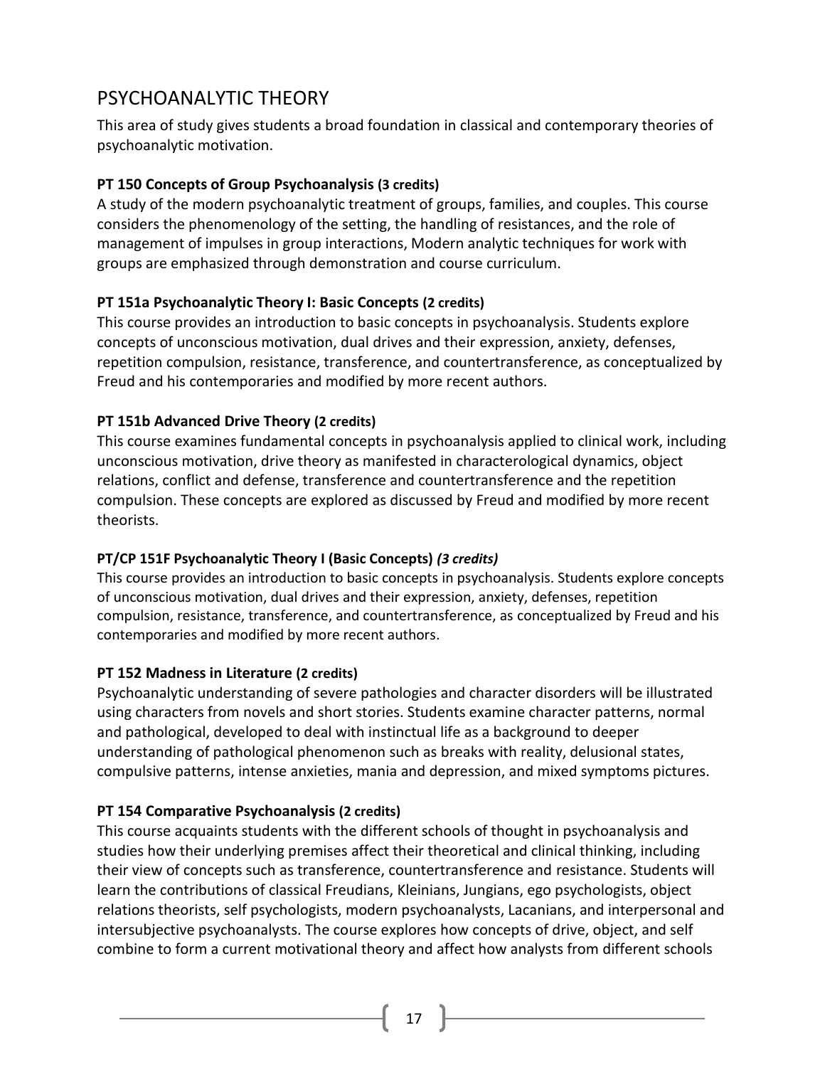# PSYCHOANALYTIC THEORY

This area of study gives students a broad foundation in classical and contemporary theories of psychoanalytic motivation.

**PT 150 Concepts of Group Psychoanalysis (3 credits)**

A study of the modern psychoanalytic treatment of groups, families, and couples. This course considers the phenomenology of the setting, the handling of resistances, and the role of management of impulses in group interactions, Modern analytic techniques for work with groups are emphasized through demonstration and course curriculum.

**PT 151a Psychoanalytic Theory I: Basic Concepts (2 credits)**

This course provides an introduction to basic concepts in psychoanalysis. Students explore concepts of unconscious motivation, dual drives and their expression, anxiety, defenses, repetition compulsion, resistance, transference, and countertransference, as conceptualized by Freud and his contemporaries and modified by more recent authors.

**PT 151b Advanced Drive Theory (2 credits)**

This course examines fundamental concepts in psychoanalysis applied to clinical work, including unconscious motivation, drive theory as manifested in characterological dynamics, object relations, conflict and defense, transference and countertransference and the repetition compulsion. These concepts are explored as discussed by Freud and modified by more recent theorists.

**PT/CP 151F Psychoanalytic Theory I (Basic Concepts)** ***(3 credits)***

This course provides an introduction to basic concepts in psychoanalysis. Students explore concepts of unconscious motivation, dual drives and their expression, anxiety, defenses, repetition compulsion, resistance, transference, and countertransference, as conceptualized by Freud and his contemporaries and modified by more recent authors.

**PT 152 Madness in Literature (2 credits)**

Psychoanalytic understanding of severe pathologies and character disorders will be illustrated using characters from novels and short stories. Students examine character patterns, normal and pathological, developed to deal with instinctual life as a background to deeper understanding of pathological phenomenon such as breaks with reality, delusional states, compulsive patterns, intense anxieties, mania and depression, and mixed symptoms pictures.

**PT 154 Comparative Psychoanalysis (2 credits)**

This course acquaints students with the different schools of thought in psychoanalysis and studies how their underlying premises affect their theoretical and clinical thinking, including their view of concepts such as transference, countertransference and resistance. Students will learn the contributions of classical Freudians, Kleinians, Jungians, ego psychologists, object relations theorists, self psychologists, modern psychoanalysts, Lacanians, and interpersonal and intersubjective psychoanalysts. The course explores how concepts of drive, object, and self combine to form a current motivational theory and affect how analysts from different schools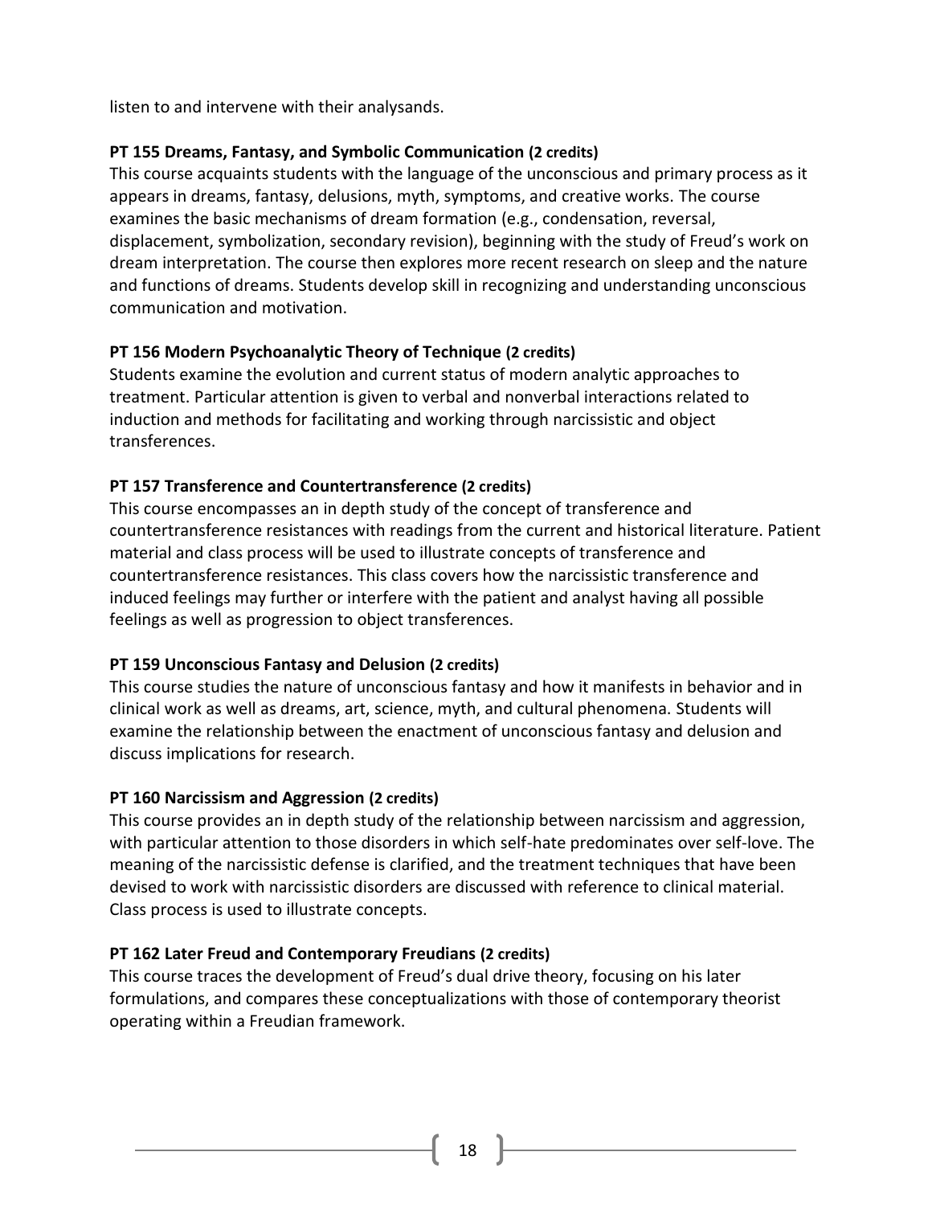listen to and intervene with their analysands.

**PT 155 Dreams, Fantasy, and Symbolic Communication (2 credits)**
This course acquaints students with the language of the unconscious and primary process as it appears in dreams, fantasy, delusions, myth, symptoms, and creative works. The course examines the basic mechanisms of dream formation (e.g., condensation, reversal, displacement, symbolization, secondary revision), beginning with the study of Freud's work on dream interpretation. The course then explores more recent research on sleep and the nature and functions of dreams. Students develop skill in recognizing and understanding unconscious communication and motivation.

**PT 156 Modern Psychoanalytic Theory of Technique (2 credits)**
Students examine the evolution and current status of modern analytic approaches to treatment. Particular attention is given to verbal and nonverbal interactions related to induction and methods for facilitating and working through narcissistic and object transferences.

**PT 157 Transference and Countertransference (2 credits)**
This course encompasses an in depth study of the concept of transference and countertransference resistances with readings from the current and historical literature. Patient material and class process will be used to illustrate concepts of transference and countertransference resistances. This class covers how the narcissistic transference and induced feelings may further or interfere with the patient and analyst having all possible feelings as well as progression to object transferences.

**PT 159 Unconscious Fantasy and Delusion (2 credits)**
This course studies the nature of unconscious fantasy and how it manifests in behavior and in clinical work as well as dreams, art, science, myth, and cultural phenomena. Students will examine the relationship between the enactment of unconscious fantasy and delusion and discuss implications for research.

**PT 160 Narcissism and Aggression (2 credits)**
This course provides an in depth study of the relationship between narcissism and aggression, with particular attention to those disorders in which self-hate predominates over self-love. The meaning of the narcissistic defense is clarified, and the treatment techniques that have been devised to work with narcissistic disorders are discussed with reference to clinical material. Class process is used to illustrate concepts.

**PT 162 Later Freud and Contemporary Freudians (2 credits)**
This course traces the development of Freud's dual drive theory, focusing on his later formulations, and compares these conceptualizations with those of contemporary theorist operating within a Freudian framework.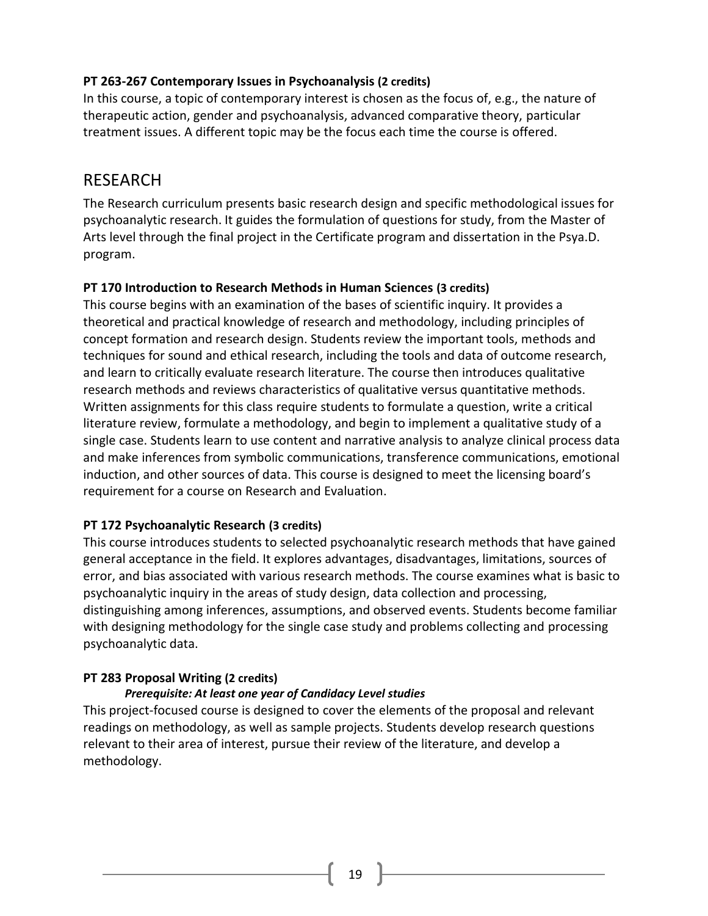**PT 263-267 Contemporary Issues in Psychoanalysis (2 credits)**
In this course, a topic of contemporary interest is chosen as the focus of, e.g., the nature of therapeutic action, gender and psychoanalysis, advanced comparative theory, particular treatment issues. A different topic may be the focus each time the course is offered.

## RESEARCH

The Research curriculum presents basic research design and specific methodological issues for psychoanalytic research. It guides the formulation of questions for study, from the Master of Arts level through the final project in the Certificate program and dissertation in the Psya.D. program.

**PT 170 Introduction to Research Methods in Human Sciences (3 credits)**
This course begins with an examination of the bases of scientific inquiry. It provides a theoretical and practical knowledge of research and methodology, including principles of concept formation and research design. Students review the important tools, methods and techniques for sound and ethical research, including the tools and data of outcome research, and learn to critically evaluate research literature. The course then introduces qualitative research methods and reviews characteristics of qualitative versus quantitative methods. Written assignments for this class require students to formulate a question, write a critical literature review, formulate a methodology, and begin to implement a qualitative study of a single case. Students learn to use content and narrative analysis to analyze clinical process data and make inferences from symbolic communications, transference communications, emotional induction, and other sources of data. This course is designed to meet the licensing board's requirement for a course on Research and Evaluation.

**PT 172 Psychoanalytic Research (3 credits)**
This course introduces students to selected psychoanalytic research methods that have gained general acceptance in the field. It explores advantages, disadvantages, limitations, sources of error, and bias associated with various research methods. The course examines what is basic to psychoanalytic inquiry in the areas of study design, data collection and processing, distinguishing among inferences, assumptions, and observed events. Students become familiar with designing methodology for the single case study and problems collecting and processing psychoanalytic data.

**PT 283 Proposal Writing (2 credits)**
***Prerequisite: At least one year of Candidacy Level studies***
This project-focused course is designed to cover the elements of the proposal and relevant readings on methodology, as well as sample projects. Students develop research questions relevant to their area of interest, pursue their review of the literature, and develop a methodology.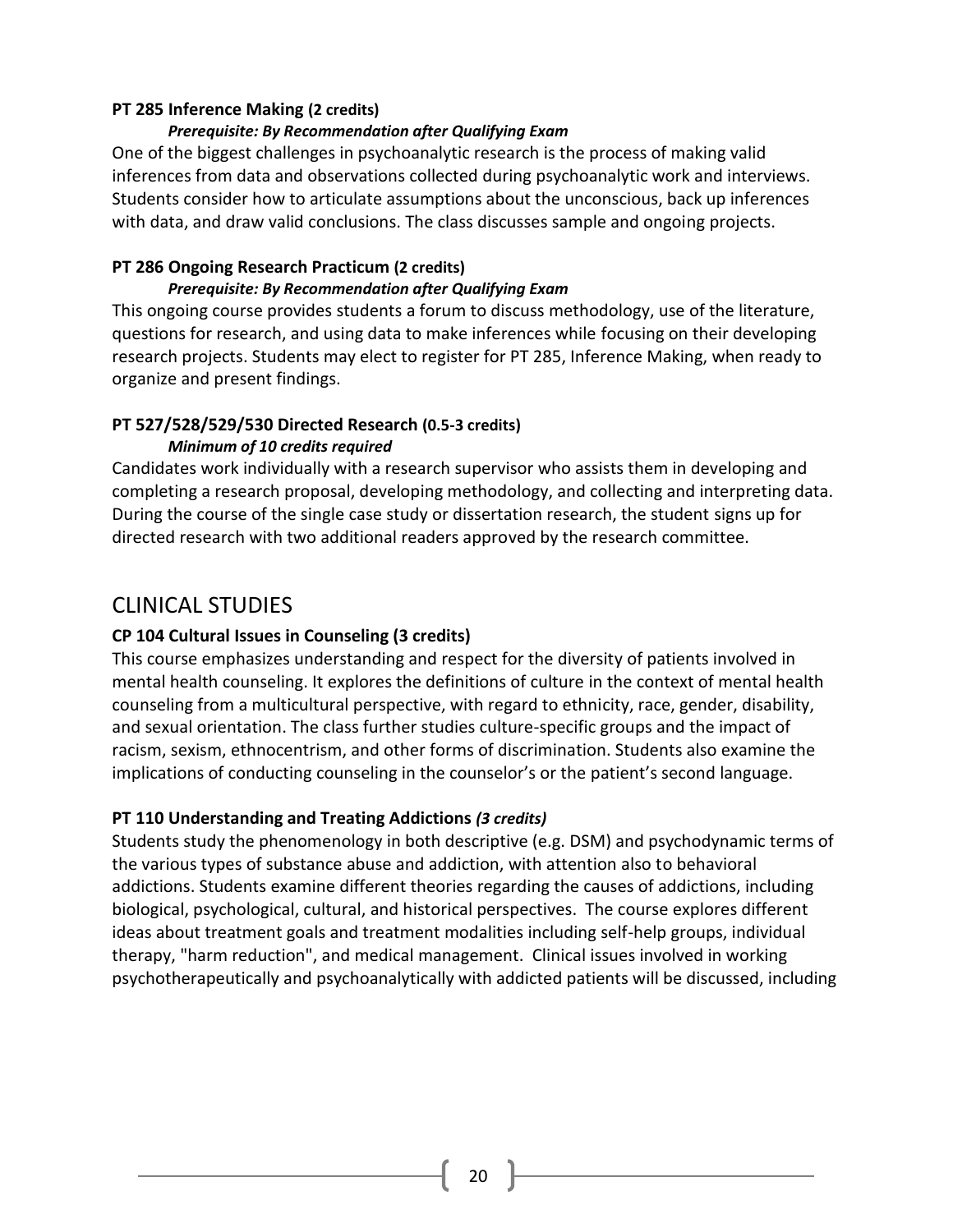**PT 285 Inference Making (2 credits)**

***Prerequisite: By Recommendation after Qualifying Exam***

One of the biggest challenges in psychoanalytic research is the process of making valid inferences from data and observations collected during psychoanalytic work and interviews. Students consider how to articulate assumptions about the unconscious, back up inferences with data, and draw valid conclusions. The class discusses sample and ongoing projects.

**PT 286 Ongoing Research Practicum (2 credits)**

***Prerequisite: By Recommendation after Qualifying Exam***

This ongoing course provides students a forum to discuss methodology, use of the literature, questions for research, and using data to make inferences while focusing on their developing research projects. Students may elect to register for PT 285, Inference Making, when ready to organize and present findings.

**PT 527/528/529/530 Directed Research (0.5-3 credits)**

***Minimum of 10 credits required***

Candidates work individually with a research supervisor who assists them in developing and completing a research proposal, developing methodology, and collecting and interpreting data. During the course of the single case study or dissertation research, the student signs up for directed research with two additional readers approved by the research committee.

## CLINICAL STUDIES

**CP 104 Cultural Issues in Counseling (3 credits)**

This course emphasizes understanding and respect for the diversity of patients involved in mental health counseling. It explores the definitions of culture in the context of mental health counseling from a multicultural perspective, with regard to ethnicity, race, gender, disability, and sexual orientation. The class further studies culture-specific groups and the impact of racism, sexism, ethnocentrism, and other forms of discrimination. Students also examine the implications of conducting counseling in the counselor's or the patient's second language.

**PT 110 Understanding and Treating Addictions *(3 credits)***

Students study the phenomenology in both descriptive (e.g. DSM) and psychodynamic terms of the various types of substance abuse and addiction, with attention also to behavioral addictions. Students examine different theories regarding the causes of addictions, including biological, psychological, cultural, and historical perspectives. The course explores different ideas about treatment goals and treatment modalities including self-help groups, individual therapy, "harm reduction", and medical management. Clinical issues involved in working psychotherapeutically and psychoanalytically with addicted patients will be discussed, including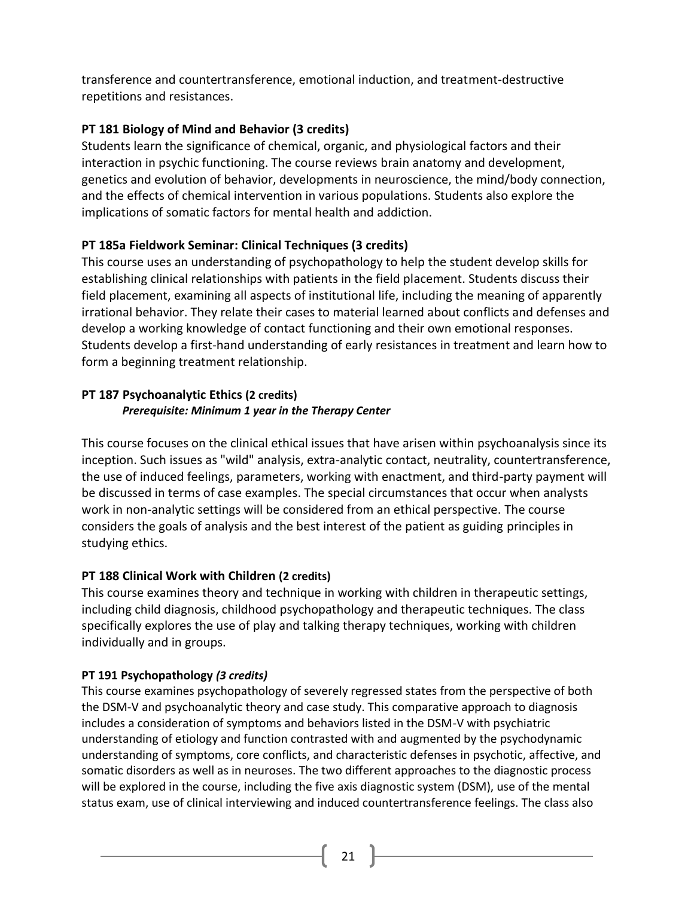transference and countertransference, emotional induction, and treatment-destructive repetitions and resistances.

**PT 181 Biology of Mind and Behavior (3 credits)**
Students learn the significance of chemical, organic, and physiological factors and their interaction in psychic functioning. The course reviews brain anatomy and development, genetics and evolution of behavior, developments in neuroscience, the mind/body connection, and the effects of chemical intervention in various populations. Students also explore the implications of somatic factors for mental health and addiction.

**PT 185a Fieldwork Seminar: Clinical Techniques (3 credits)**
This course uses an understanding of psychopathology to help the student develop skills for establishing clinical relationships with patients in the field placement. Students discuss their field placement, examining all aspects of institutional life, including the meaning of apparently irrational behavior. They relate their cases to material learned about conflicts and defenses and develop a working knowledge of contact functioning and their own emotional responses. Students develop a first-hand understanding of early resistances in treatment and learn how to form a beginning treatment relationship.

**PT 187 Psychoanalytic Ethics (2 credits)**
***Prerequisite: Minimum 1 year in the Therapy Center***

This course focuses on the clinical ethical issues that have arisen within psychoanalysis since its inception. Such issues as "wild" analysis, extra-analytic contact, neutrality, countertransference, the use of induced feelings, parameters, working with enactment, and third-party payment will be discussed in terms of case examples. The special circumstances that occur when analysts work in non-analytic settings will be considered from an ethical perspective. The course considers the goals of analysis and the best interest of the patient as guiding principles in studying ethics.

**PT 188 Clinical Work with Children (2 credits)**
This course examines theory and technique in working with children in therapeutic settings, including child diagnosis, childhood psychopathology and therapeutic techniques. The class specifically explores the use of play and talking therapy techniques, working with children individually and in groups.

**PT 191 Psychopathology *(3 credits)***
This course examines psychopathology of severely regressed states from the perspective of both the DSM-V and psychoanalytic theory and case study. This comparative approach to diagnosis includes a consideration of symptoms and behaviors listed in the DSM-V with psychiatric understanding of etiology and function contrasted with and augmented by the psychodynamic understanding of symptoms, core conflicts, and characteristic defenses in psychotic, affective, and somatic disorders as well as in neuroses. The two different approaches to the diagnostic process will be explored in the course, including the five axis diagnostic system (DSM), use of the mental status exam, use of clinical interviewing and induced countertransference feelings. The class also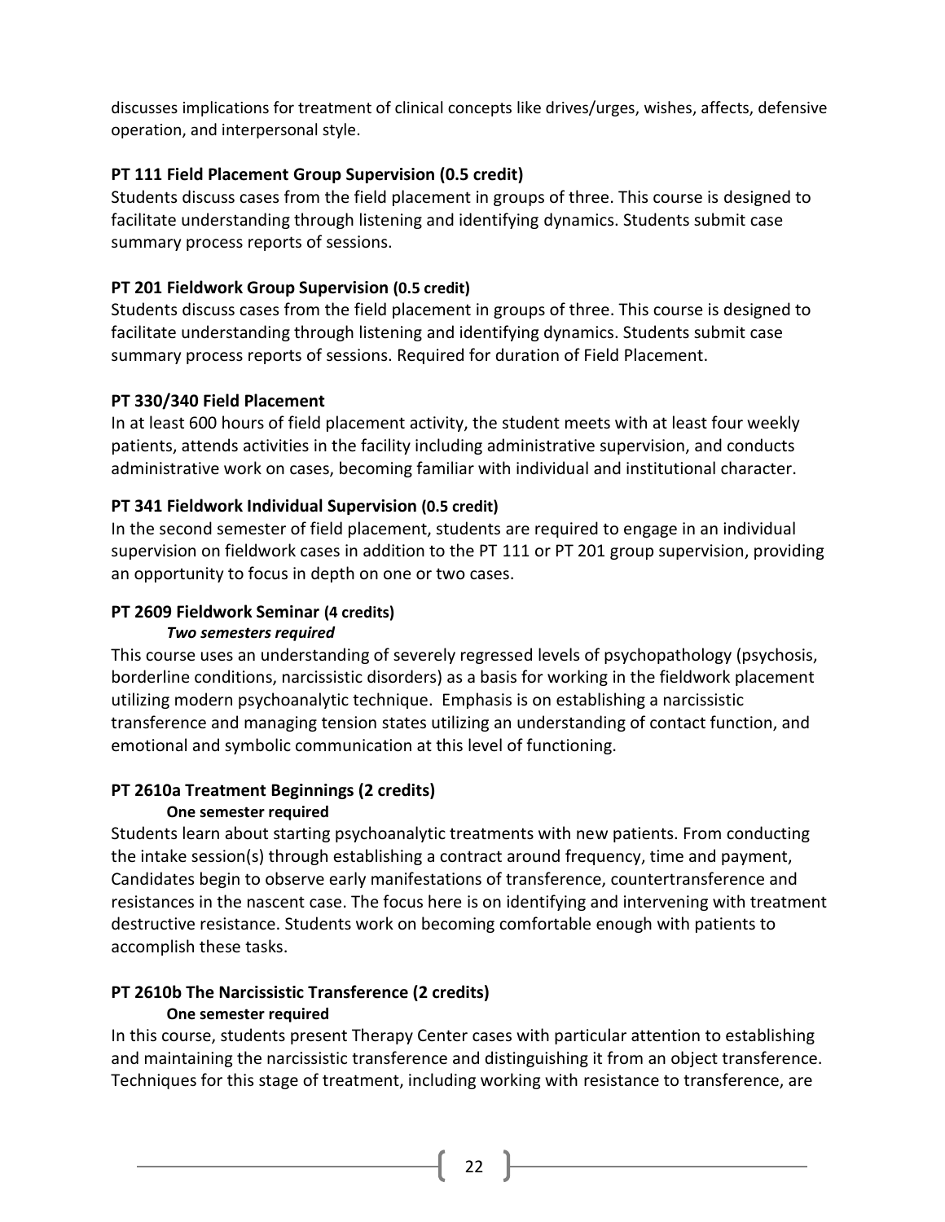discusses implications for treatment of clinical concepts like drives/urges, wishes, affects, defensive operation, and interpersonal style.

**PT 111 Field Placement Group Supervision (0.5 credit)**

Students discuss cases from the field placement in groups of three. This course is designed to facilitate understanding through listening and identifying dynamics. Students submit case summary process reports of sessions.

**PT 201 Fieldwork Group Supervision (0.5 credit)**

Students discuss cases from the field placement in groups of three. This course is designed to facilitate understanding through listening and identifying dynamics. Students submit case summary process reports of sessions. Required for duration of Field Placement.

**PT 330/340 Field Placement**

In at least 600 hours of field placement activity, the student meets with at least four weekly patients, attends activities in the facility including administrative supervision, and conducts administrative work on cases, becoming familiar with individual and institutional character.

**PT 341 Fieldwork Individual Supervision (0.5 credit)**

In the second semester of field placement, students are required to engage in an individual supervision on fieldwork cases in addition to the PT 111 or PT 201 group supervision, providing an opportunity to focus in depth on one or two cases.

**PT 2609 Fieldwork Seminar (4 credits)**

***Two semesters required***

This course uses an understanding of severely regressed levels of psychopathology (psychosis, borderline conditions, narcissistic disorders) as a basis for working in the fieldwork placement utilizing modern psychoanalytic technique. Emphasis is on establishing a narcissistic transference and managing tension states utilizing an understanding of contact function, and emotional and symbolic communication at this level of functioning.

**PT 2610a Treatment Beginnings (2 credits)**

**One semester required**

Students learn about starting psychoanalytic treatments with new patients. From conducting the intake session(s) through establishing a contract around frequency, time and payment, Candidates begin to observe early manifestations of transference, countertransference and resistances in the nascent case. The focus here is on identifying and intervening with treatment destructive resistance. Students work on becoming comfortable enough with patients to accomplish these tasks.

**PT 2610b The Narcissistic Transference (2 credits)**

**One semester required**

In this course, students present Therapy Center cases with particular attention to establishing and maintaining the narcissistic transference and distinguishing it from an object transference. Techniques for this stage of treatment, including working with resistance to transference, are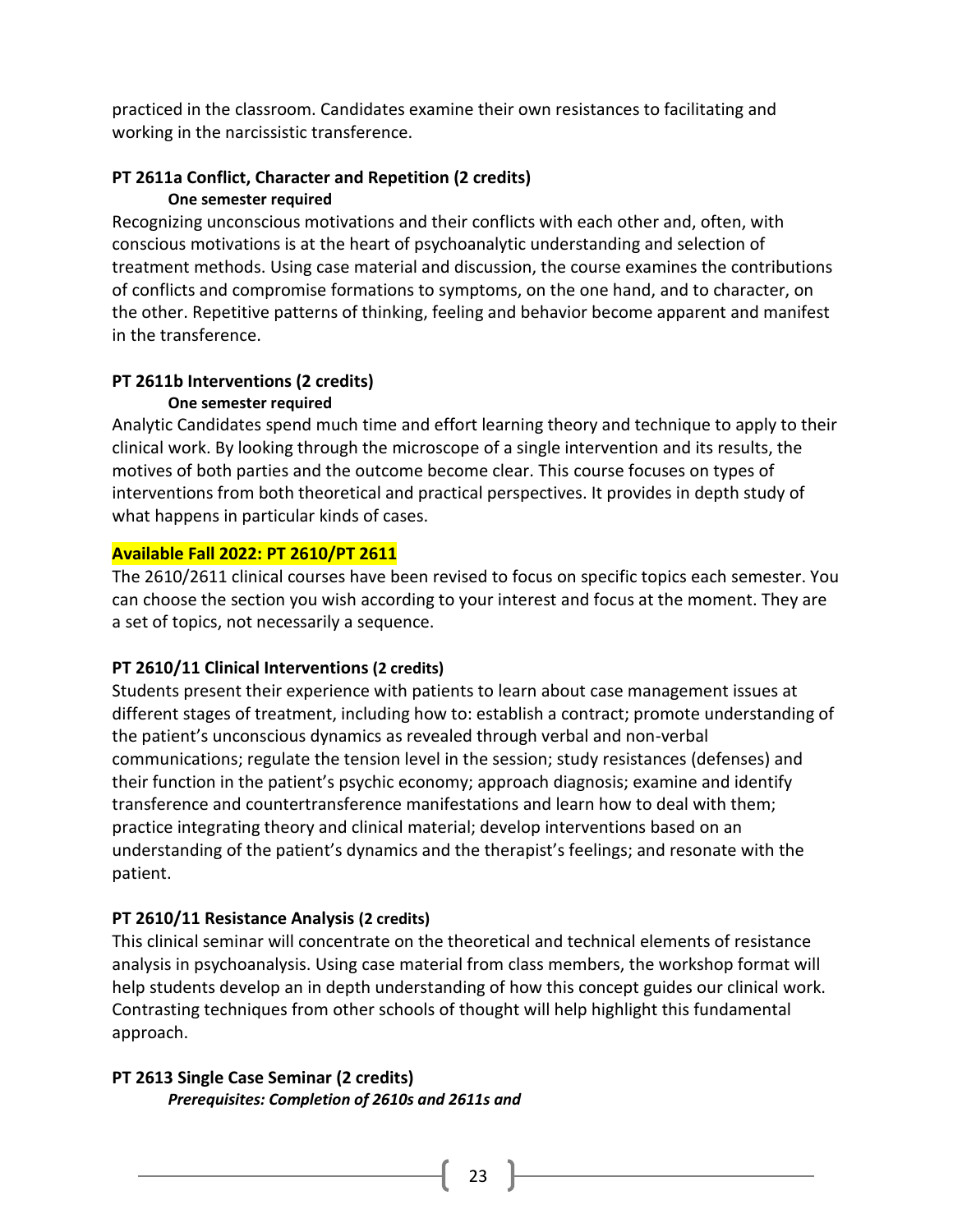practiced in the classroom. Candidates examine their own resistances to facilitating and working in the narcissistic transference.

**PT 2611a Conflict, Character and Repetition (2 credits)**

**One semester required**

Recognizing unconscious motivations and their conflicts with each other and, often, with conscious motivations is at the heart of psychoanalytic understanding and selection of treatment methods. Using case material and discussion, the course examines the contributions of conflicts and compromise formations to symptoms, on the one hand, and to character, on the other. Repetitive patterns of thinking, feeling and behavior become apparent and manifest in the transference.

**PT 2611b Interventions (2 credits)**

**One semester required**

Analytic Candidates spend much time and effort learning theory and technique to apply to their clinical work. By looking through the microscope of a single intervention and its results, the motives of both parties and the outcome become clear. This course focuses on types of interventions from both theoretical and practical perspectives. It provides in depth study of what happens in particular kinds of cases.

**Available Fall 2022: PT 2610/PT 2611**

The 2610/2611 clinical courses have been revised to focus on specific topics each semester. You can choose the section you wish according to your interest and focus at the moment. They are a set of topics, not necessarily a sequence.

**PT 2610/11 Clinical Interventions (2 credits)**

Students present their experience with patients to learn about case management issues at different stages of treatment, including how to: establish a contract; promote understanding of the patient's unconscious dynamics as revealed through verbal and non-verbal communications; regulate the tension level in the session; study resistances (defenses) and their function in the patient's psychic economy; approach diagnosis; examine and identify transference and countertransference manifestations and learn how to deal with them; practice integrating theory and clinical material; develop interventions based on an understanding of the patient's dynamics and the therapist's feelings; and resonate with the patient.

**PT 2610/11 Resistance Analysis (2 credits)**

This clinical seminar will concentrate on the theoretical and technical elements of resistance analysis in psychoanalysis. Using case material from class members, the workshop format will help students develop an in depth understanding of how this concept guides our clinical work. Contrasting techniques from other schools of thought will help highlight this fundamental approach.

**PT 2613 Single Case Seminar (2 credits)**

***Prerequisites: Completion of 2610s and 2611s and***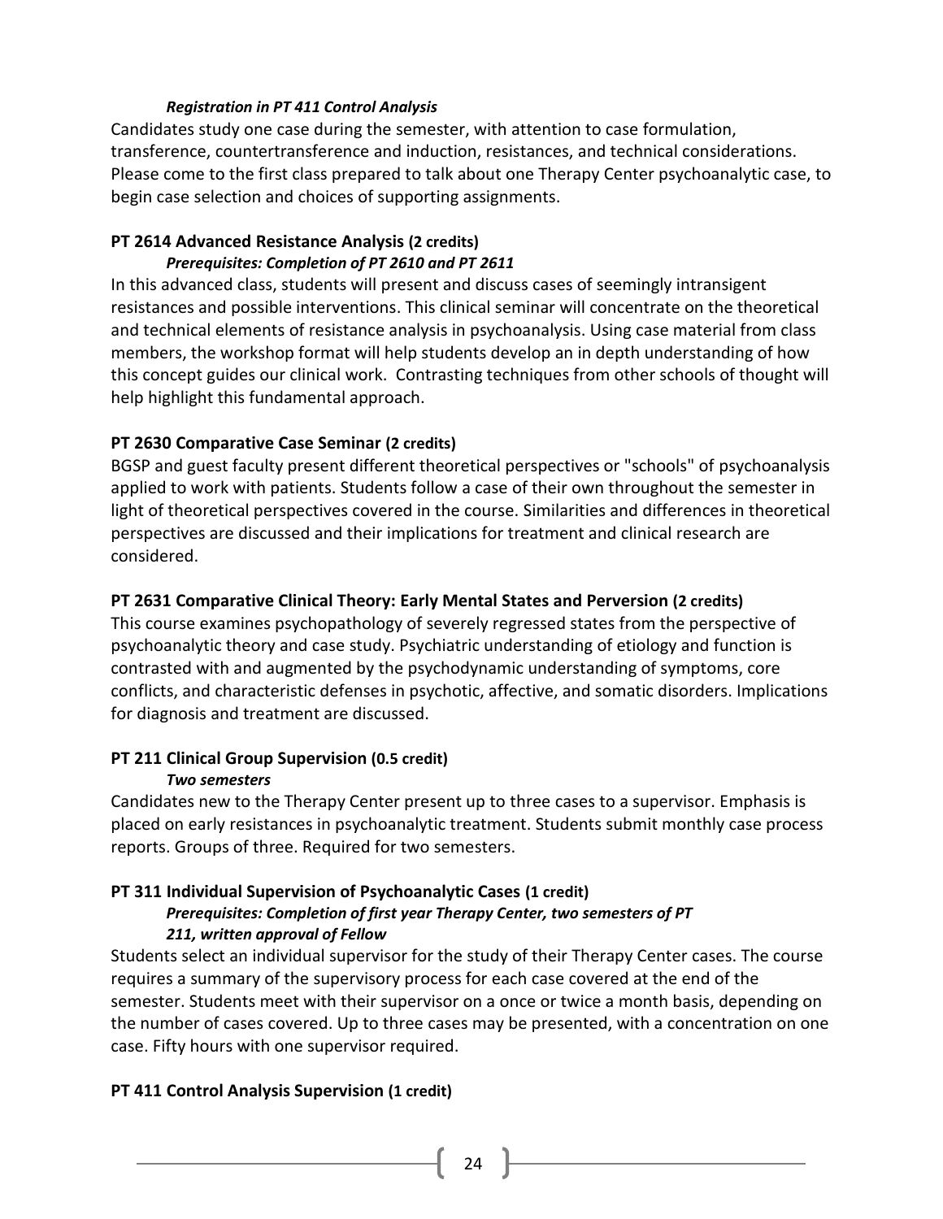*Registration in PT 411 Control Analysis*

Candidates study one case during the semester, with attention to case formulation, transference, countertransference and induction, resistances, and technical considerations. Please come to the first class prepared to talk about one Therapy Center psychoanalytic case, to begin case selection and choices of supporting assignments.

**PT 2614 Advanced Resistance Analysis (2 credits)**

*Prerequisites: Completion of PT 2610 and PT 2611*

In this advanced class, students will present and discuss cases of seemingly intransigent resistances and possible interventions. This clinical seminar will concentrate on the theoretical and technical elements of resistance analysis in psychoanalysis. Using case material from class members, the workshop format will help students develop an in depth understanding of how this concept guides our clinical work. Contrasting techniques from other schools of thought will help highlight this fundamental approach.

**PT 2630 Comparative Case Seminar (2 credits)**

BGSP and guest faculty present different theoretical perspectives or "schools" of psychoanalysis applied to work with patients. Students follow a case of their own throughout the semester in light of theoretical perspectives covered in the course. Similarities and differences in theoretical perspectives are discussed and their implications for treatment and clinical research are considered.

**PT 2631 Comparative Clinical Theory: Early Mental States and Perversion (2 credits)**

This course examines psychopathology of severely regressed states from the perspective of psychoanalytic theory and case study. Psychiatric understanding of etiology and function is contrasted with and augmented by the psychodynamic understanding of symptoms, core conflicts, and characteristic defenses in psychotic, affective, and somatic disorders. Implications for diagnosis and treatment are discussed.

**PT 211 Clinical Group Supervision (0.5 credit)**

*Two semesters*

Candidates new to the Therapy Center present up to three cases to a supervisor. Emphasis is placed on early resistances in psychoanalytic treatment. Students submit monthly case process reports. Groups of three. Required for two semesters.

**PT 311 Individual Supervision of Psychoanalytic Cases (1 credit)**

*Prerequisites: Completion of first year Therapy Center, two semesters of PT 211, written approval of Fellow*

Students select an individual supervisor for the study of their Therapy Center cases. The course requires a summary of the supervisory process for each case covered at the end of the semester. Students meet with their supervisor on a once or twice a month basis, depending on the number of cases covered. Up to three cases may be presented, with a concentration on one case. Fifty hours with one supervisor required.

**PT 411 Control Analysis Supervision (1 credit)**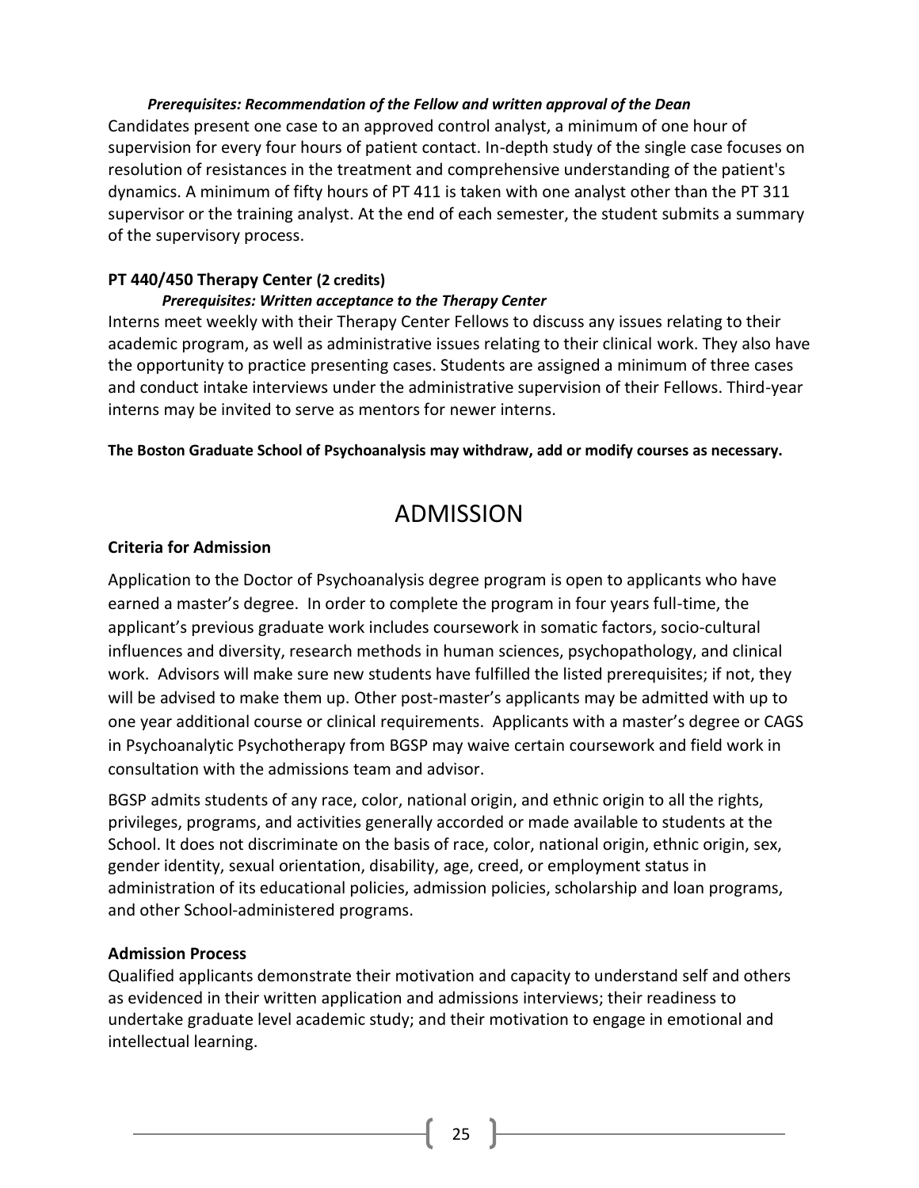*Prerequisites: Recommendation of the Fellow and written approval of the Dean*

Candidates present one case to an approved control analyst, a minimum of one hour of supervision for every four hours of patient contact. In-depth study of the single case focuses on resolution of resistances in the treatment and comprehensive understanding of the patient's dynamics. A minimum of fifty hours of PT 411 is taken with one analyst other than the PT 311 supervisor or the training analyst. At the end of each semester, the student submits a summary of the supervisory process.

**PT 440/450 Therapy Center (2 credits)**

*Prerequisites: Written acceptance to the Therapy Center*

Interns meet weekly with their Therapy Center Fellows to discuss any issues relating to their academic program, as well as administrative issues relating to their clinical work. They also have the opportunity to practice presenting cases. Students are assigned a minimum of three cases and conduct intake interviews under the administrative supervision of their Fellows. Third-year interns may be invited to serve as mentors for newer interns.

**The Boston Graduate School of Psychoanalysis may withdraw, add or modify courses as necessary.**

# ADMISSION

### Criteria for Admission

Application to the Doctor of Psychoanalysis degree program is open to applicants who have earned a master's degree. In order to complete the program in four years full-time, the applicant's previous graduate work includes coursework in somatic factors, socio-cultural influences and diversity, research methods in human sciences, psychopathology, and clinical work. Advisors will make sure new students have fulfilled the listed prerequisites; if not, they will be advised to make them up. Other post-master's applicants may be admitted with up to one year additional course or clinical requirements. Applicants with a master's degree or CAGS in Psychoanalytic Psychotherapy from BGSP may waive certain coursework and field work in consultation with the admissions team and advisor.

BGSP admits students of any race, color, national origin, and ethnic origin to all the rights, privileges, programs, and activities generally accorded or made available to students at the School. It does not discriminate on the basis of race, color, national origin, ethnic origin, sex, gender identity, sexual orientation, disability, age, creed, or employment status in administration of its educational policies, admission policies, scholarship and loan programs, and other School-administered programs.

### Admission Process

Qualified applicants demonstrate their motivation and capacity to understand self and others as evidenced in their written application and admissions interviews; their readiness to undertake graduate level academic study; and their motivation to engage in emotional and intellectual learning.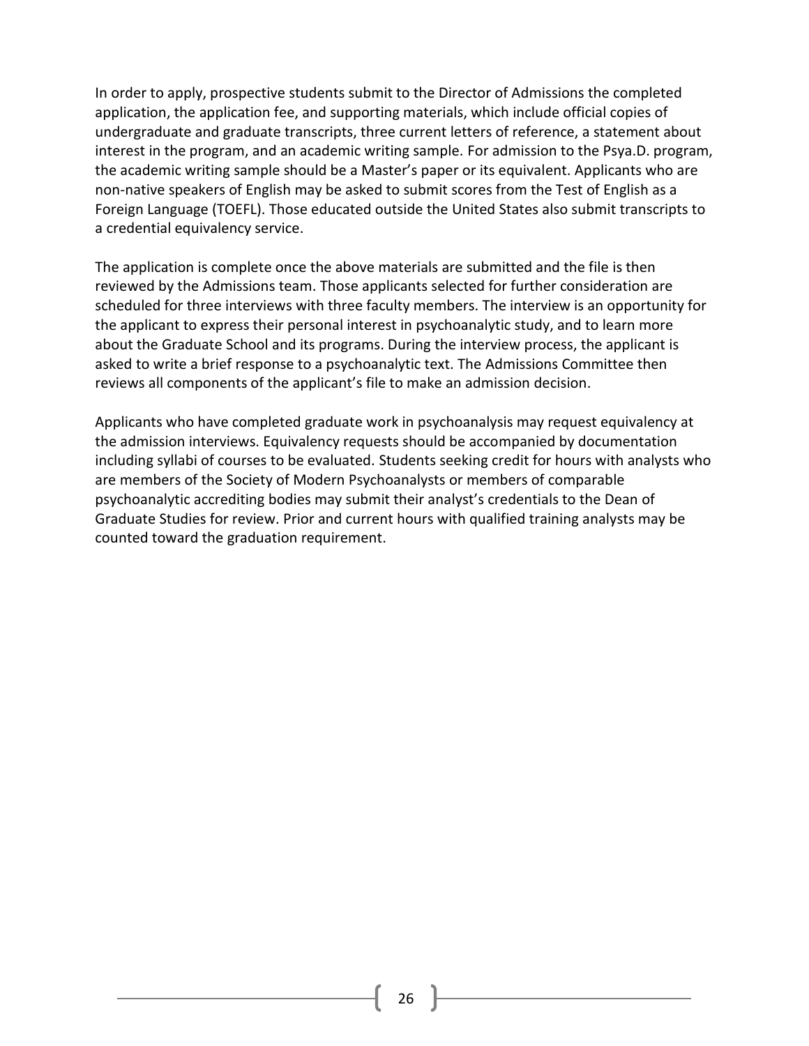In order to apply, prospective students submit to the Director of Admissions the completed application, the application fee, and supporting materials, which include official copies of undergraduate and graduate transcripts, three current letters of reference, a statement about interest in the program, and an academic writing sample. For admission to the Psya.D. program, the academic writing sample should be a Master's paper or its equivalent. Applicants who are non-native speakers of English may be asked to submit scores from the Test of English as a Foreign Language (TOEFL). Those educated outside the United States also submit transcripts to a credential equivalency service.

The application is complete once the above materials are submitted and the file is then reviewed by the Admissions team. Those applicants selected for further consideration are scheduled for three interviews with three faculty members. The interview is an opportunity for the applicant to express their personal interest in psychoanalytic study, and to learn more about the Graduate School and its programs. During the interview process, the applicant is asked to write a brief response to a psychoanalytic text. The Admissions Committee then reviews all components of the applicant's file to make an admission decision.

Applicants who have completed graduate work in psychoanalysis may request equivalency at the admission interviews. Equivalency requests should be accompanied by documentation including syllabi of courses to be evaluated. Students seeking credit for hours with analysts who are members of the Society of Modern Psychoanalysts or members of comparable psychoanalytic accrediting bodies may submit their analyst's credentials to the Dean of Graduate Studies for review. Prior and current hours with qualified training analysts may be counted toward the graduation requirement.